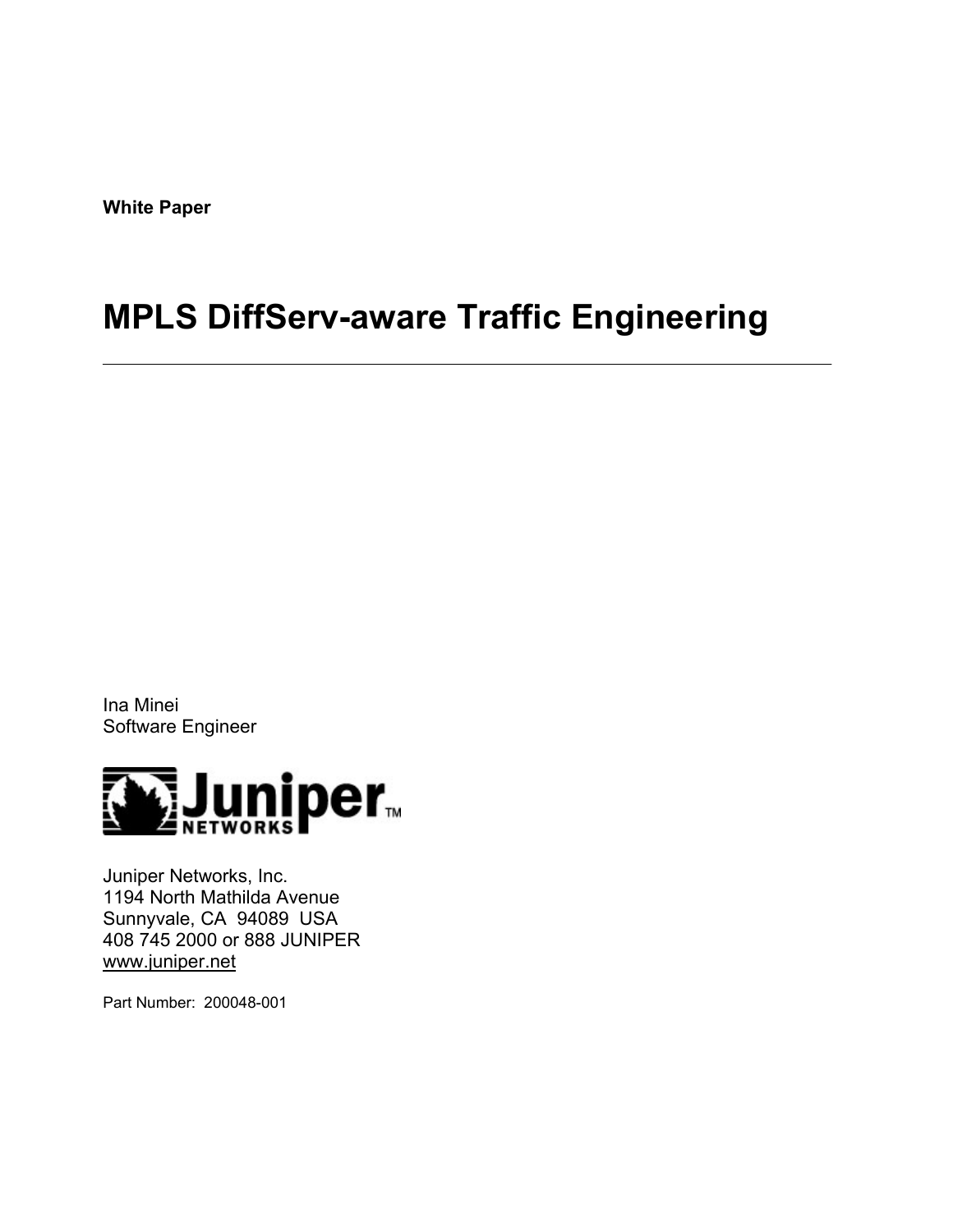**White Paper**

# MPLS DiffServ-aware Traffic Engineering

---

Ina Minei
Software Engineer

Juniper Networks, Inc.
1194 North Mathilda Avenue
Sunnyvale, CA 94089 USA
408 745 2000 or 888 JUNIPER
www.juniper.net

Part Number: 200048-001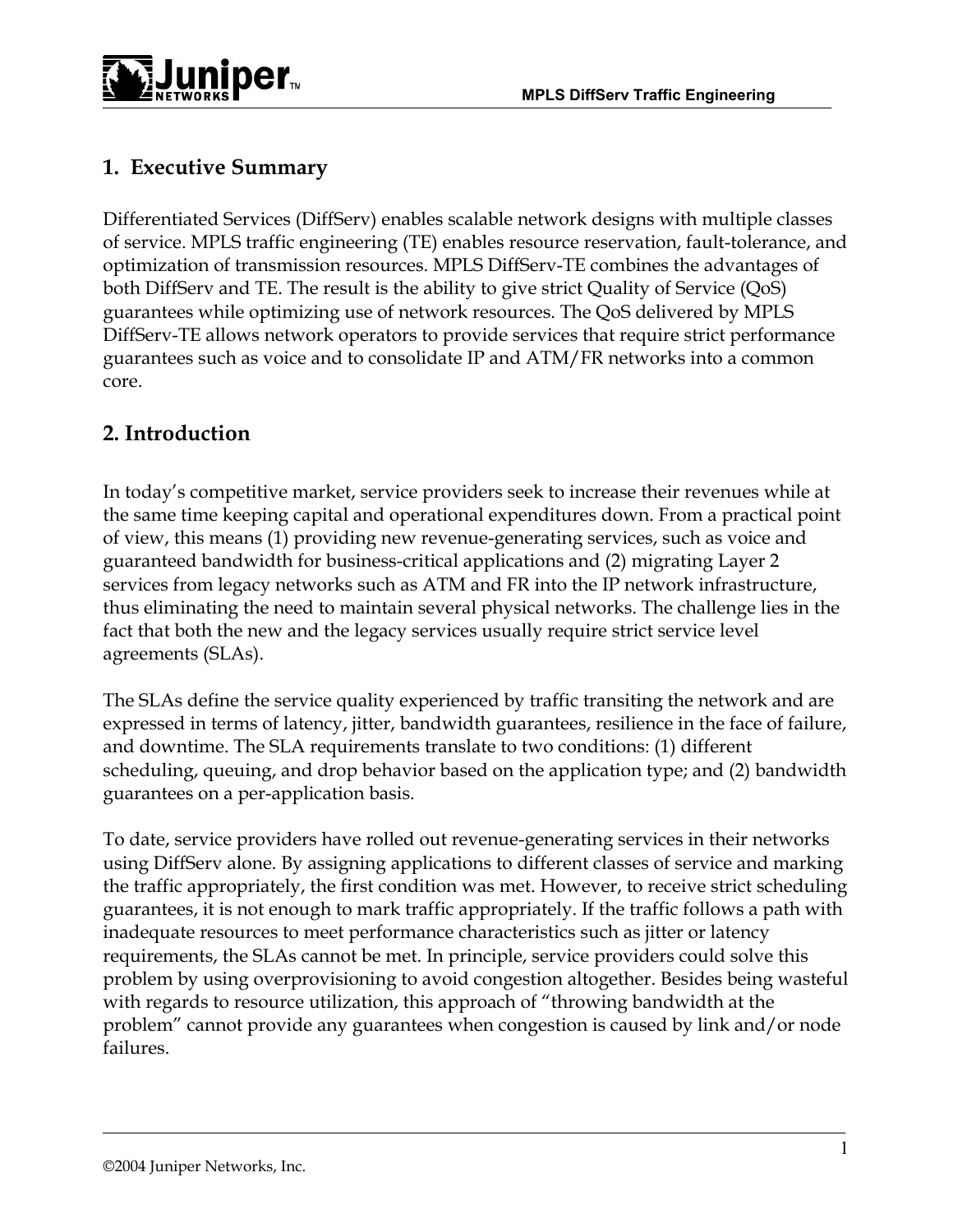## 1. Executive Summary

Differentiated Services (DiffServ) enables scalable network designs with multiple classes of service. MPLS traffic engineering (TE) enables resource reservation, fault-tolerance, and optimization of transmission resources. MPLS DiffServ-TE combines the advantages of both DiffServ and TE. The result is the ability to give strict Quality of Service (QoS) guarantees while optimizing use of network resources. The QoS delivered by MPLS DiffServ-TE allows network operators to provide services that require strict performance guarantees such as voice and to consolidate IP and ATM/FR networks into a common core.

## 2. Introduction

In today's competitive market, service providers seek to increase their revenues while at the same time keeping capital and operational expenditures down. From a practical point of view, this means (1) providing new revenue-generating services, such as voice and guaranteed bandwidth for business-critical applications and (2) migrating Layer 2 services from legacy networks such as ATM and FR into the IP network infrastructure, thus eliminating the need to maintain several physical networks. The challenge lies in the fact that both the new and the legacy services usually require strict service level agreements (SLAs).

The SLAs define the service quality experienced by traffic transiting the network and are expressed in terms of latency, jitter, bandwidth guarantees, resilience in the face of failure, and downtime. The SLA requirements translate to two conditions: (1) different scheduling, queuing, and drop behavior based on the application type; and (2) bandwidth guarantees on a per-application basis.

To date, service providers have rolled out revenue-generating services in their networks using DiffServ alone. By assigning applications to different classes of service and marking the traffic appropriately, the first condition was met. However, to receive strict scheduling guarantees, it is not enough to mark traffic appropriately. If the traffic follows a path with inadequate resources to meet performance characteristics such as jitter or latency requirements, the SLAs cannot be met. In principle, service providers could solve this problem by using overprovisioning to avoid congestion altogether. Besides being wasteful with regards to resource utilization, this approach of "throwing bandwidth at the problem" cannot provide any guarantees when congestion is caused by link and/or node failures.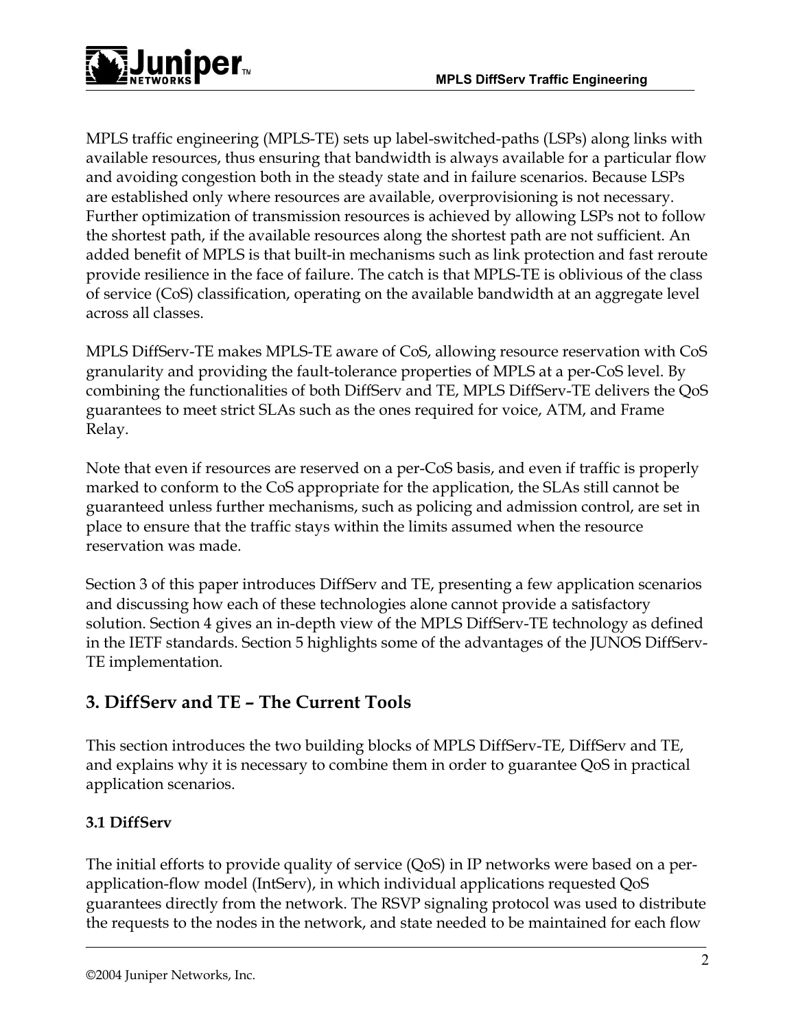MPLS traffic engineering (MPLS-TE) sets up label-switched-paths (LSPs) along links with available resources, thus ensuring that bandwidth is always available for a particular flow and avoiding congestion both in the steady state and in failure scenarios. Because LSPs are established only where resources are available, overprovisioning is not necessary. Further optimization of transmission resources is achieved by allowing LSPs not to follow the shortest path, if the available resources along the shortest path are not sufficient. An added benefit of MPLS is that built-in mechanisms such as link protection and fast reroute provide resilience in the face of failure. The catch is that MPLS-TE is oblivious of the class of service (CoS) classification, operating on the available bandwidth at an aggregate level across all classes.

MPLS DiffServ-TE makes MPLS-TE aware of CoS, allowing resource reservation with CoS granularity and providing the fault-tolerance properties of MPLS at a per-CoS level. By combining the functionalities of both DiffServ and TE, MPLS DiffServ-TE delivers the QoS guarantees to meet strict SLAs such as the ones required for voice, ATM, and Frame Relay.

Note that even if resources are reserved on a per-CoS basis, and even if traffic is properly marked to conform to the CoS appropriate for the application, the SLAs still cannot be guaranteed unless further mechanisms, such as policing and admission control, are set in place to ensure that the traffic stays within the limits assumed when the resource reservation was made.

Section 3 of this paper introduces DiffServ and TE, presenting a few application scenarios and discussing how each of these technologies alone cannot provide a satisfactory solution. Section 4 gives an in-depth view of the MPLS DiffServ-TE technology as defined in the IETF standards. Section 5 highlights some of the advantages of the JUNOS DiffServ-TE implementation.

## 3. DiffServ and TE – The Current Tools

This section introduces the two building blocks of MPLS DiffServ-TE, DiffServ and TE, and explains why it is necessary to combine them in order to guarantee QoS in practical application scenarios.

### 3.1 DiffServ

The initial efforts to provide quality of service (QoS) in IP networks were based on a per-application-flow model (IntServ), in which individual applications requested QoS guarantees directly from the network. The RSVP signaling protocol was used to distribute the requests to the nodes in the network, and state needed to be maintained for each flow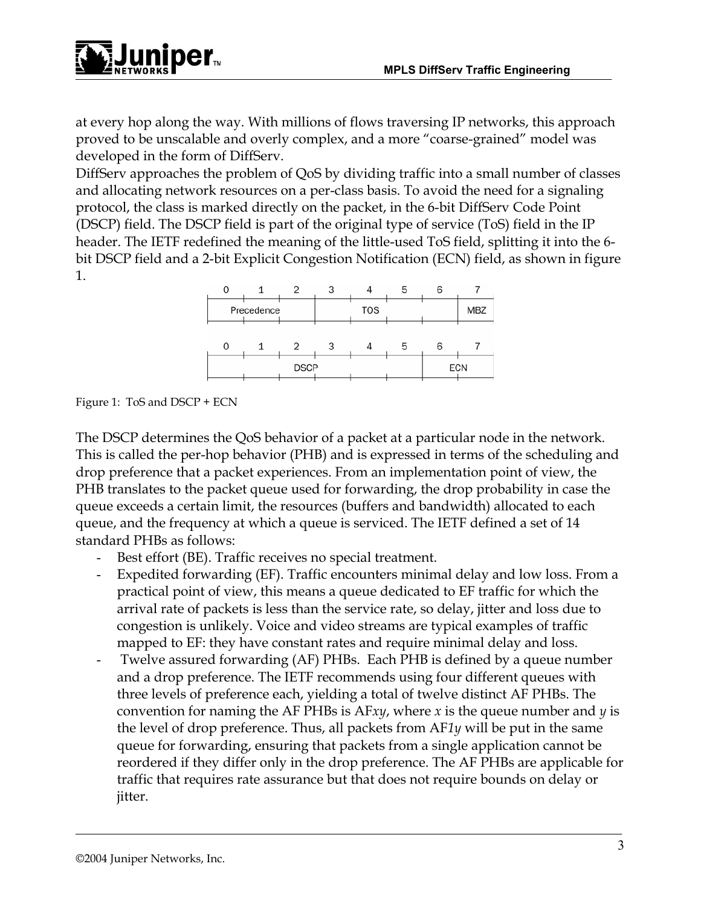at every hop along the way. With millions of flows traversing IP networks, this approach proved to be unscalable and overly complex, and a more "coarse-grained" model was developed in the form of DiffServ.

DiffServ approaches the problem of QoS by dividing traffic into a small number of classes and allocating network resources on a per-class basis. To avoid the need for a signaling protocol, the class is marked directly on the packet, in the 6-bit DiffServ Code Point (DSCP) field. The DSCP field is part of the original type of service (ToS) field in the IP header. The IETF redefined the meaning of the little-used ToS field, splitting it into the 6-bit DSCP field and a 2-bit Explicit Congestion Notification (ECN) field, as shown in figure 1.

| 0 | 1 | 2 | 3 | 4 | 5 | 6 | 7 |
|---|---|---|---|---|---|---|---|
| Precedence | | | TOS | | | | MBZ |

| 0 | 1 | 2 | 3 | 4 | 5 | 6 | 7 |
|---|---|---|---|---|---|---|---|
| DSCP | | | | | | ECN | |

Figure 1: ToS and DSCP + ECN

The DSCP determines the QoS behavior of a packet at a particular node in the network. This is called the per-hop behavior (PHB) and is expressed in terms of the scheduling and drop preference that a packet experiences. From an implementation point of view, the PHB translates to the packet queue used for forwarding, the drop probability in case the queue exceeds a certain limit, the resources (buffers and bandwidth) allocated to each queue, and the frequency at which a queue is serviced. The IETF defined a set of 14 standard PHBs as follows:

- Best effort (BE). Traffic receives no special treatment.
- Expedited forwarding (EF). Traffic encounters minimal delay and low loss. From a practical point of view, this means a queue dedicated to EF traffic for which the arrival rate of packets is less than the service rate, so delay, jitter and loss due to congestion is unlikely. Voice and video streams are typical examples of traffic mapped to EF: they have constant rates and require minimal delay and loss.
- Twelve assured forwarding (AF) PHBs. Each PHB is defined by a queue number and a drop preference. The IETF recommends using four different queues with three levels of preference each, yielding a total of twelve distinct AF PHBs. The convention for naming the AF PHBs is AF*xy*, where *x* is the queue number and *y* is the level of drop preference. Thus, all packets from AF*1y* will be put in the same queue for forwarding, ensuring that packets from a single application cannot be reordered if they differ only in the drop preference. The AF PHBs are applicable for traffic that requires rate assurance but that does not require bounds on delay or jitter.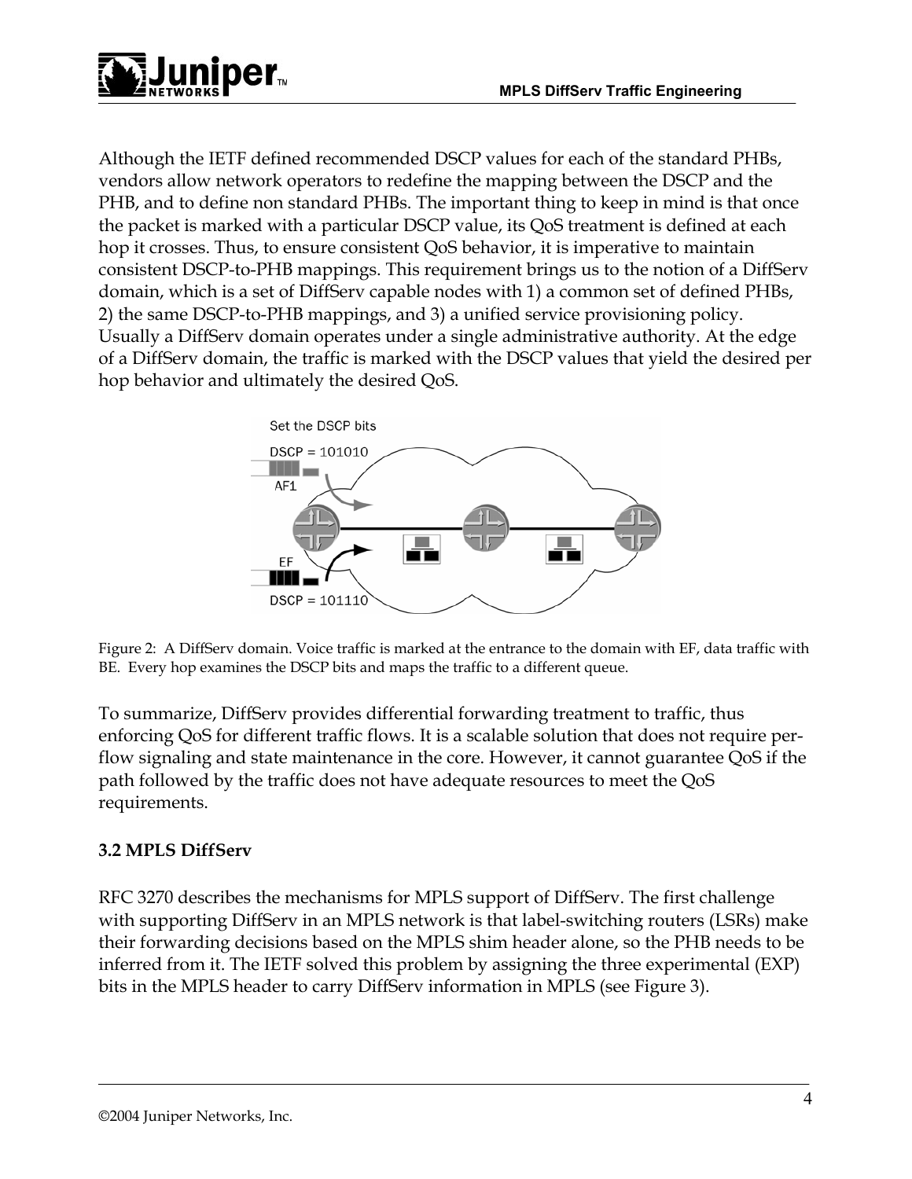Although the IETF defined recommended DSCP values for each of the standard PHBs, vendors allow network operators to redefine the mapping between the DSCP and the PHB, and to define non standard PHBs. The important thing to keep in mind is that once the packet is marked with a particular DSCP value, its QoS treatment is defined at each hop it crosses. Thus, to ensure consistent QoS behavior, it is imperative to maintain consistent DSCP-to-PHB mappings. This requirement brings us to the notion of a DiffServ domain, which is a set of DiffServ capable nodes with 1) a common set of defined PHBs, 2) the same DSCP-to-PHB mappings, and 3) a unified service provisioning policy. Usually a DiffServ domain operates under a single administrative authority. At the edge of a DiffServ domain, the traffic is marked with the DSCP values that yield the desired per hop behavior and ultimately the desired QoS.

Figure 2: A DiffServ domain. Voice traffic is marked at the entrance to the domain with EF, data traffic with BE. Every hop examines the DSCP bits and maps the traffic to a different queue.

To summarize, DiffServ provides differential forwarding treatment to traffic, thus enforcing QoS for different traffic flows. It is a scalable solution that does not require per-flow signaling and state maintenance in the core. However, it cannot guarantee QoS if the path followed by the traffic does not have adequate resources to meet the QoS requirements.

### 3.2 MPLS DiffServ

RFC 3270 describes the mechanisms for MPLS support of DiffServ. The first challenge with supporting DiffServ in an MPLS network is that label-switching routers (LSRs) make their forwarding decisions based on the MPLS shim header alone, so the PHB needs to be inferred from it. The IETF solved this problem by assigning the three experimental (EXP) bits in the MPLS header to carry DiffServ information in MPLS (see Figure 3).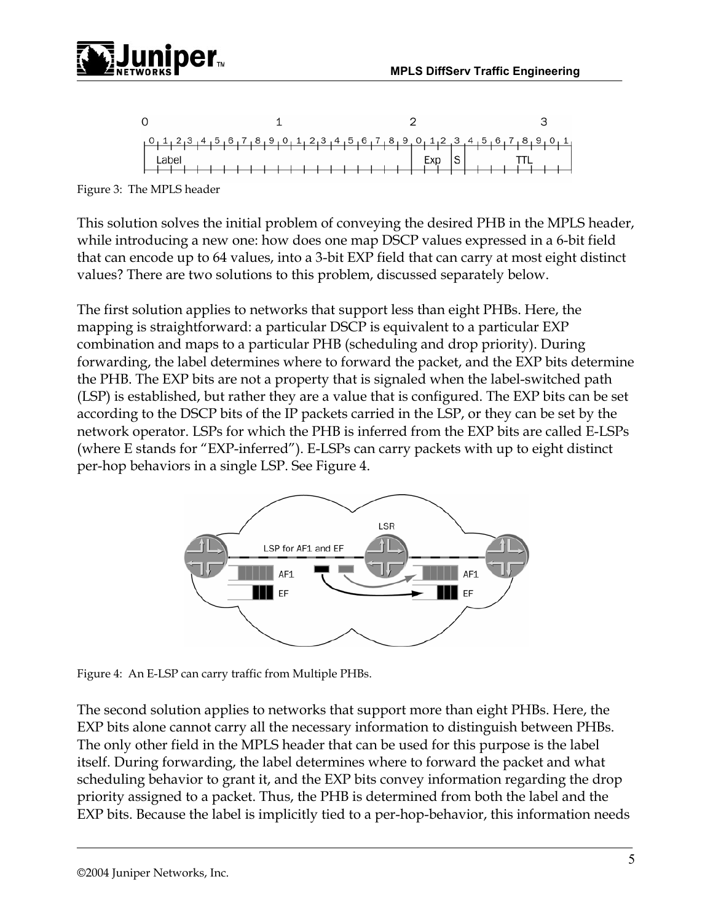Figure 3: The MPLS header

This solution solves the initial problem of conveying the desired PHB in the MPLS header, while introducing a new one: how does one map DSCP values expressed in a 6-bit field that can encode up to 64 values, into a 3-bit EXP field that can carry at most eight distinct values? There are two solutions to this problem, discussed separately below.

The first solution applies to networks that support less than eight PHBs. Here, the mapping is straightforward: a particular DSCP is equivalent to a particular EXP combination and maps to a particular PHB (scheduling and drop priority). During forwarding, the label determines where to forward the packet, and the EXP bits determine the PHB. The EXP bits are not a property that is signaled when the label-switched path (LSP) is established, but rather they are a value that is configured. The EXP bits can be set according to the DSCP bits of the IP packets carried in the LSP, or they can be set by the network operator. LSPs for which the PHB is inferred from the EXP bits are called E-LSPs (where E stands for "EXP-inferred"). E-LSPs can carry packets with up to eight distinct per-hop behaviors in a single LSP. See Figure 4.

Figure 4: An E-LSP can carry traffic from Multiple PHBs.

The second solution applies to networks that support more than eight PHBs. Here, the EXP bits alone cannot carry all the necessary information to distinguish between PHBs. The only other field in the MPLS header that can be used for this purpose is the label itself. During forwarding, the label determines where to forward the packet and what scheduling behavior to grant it, and the EXP bits convey information regarding the drop priority assigned to a packet. Thus, the PHB is determined from both the label and the EXP bits. Because the label is implicitly tied to a per-hop-behavior, this information needs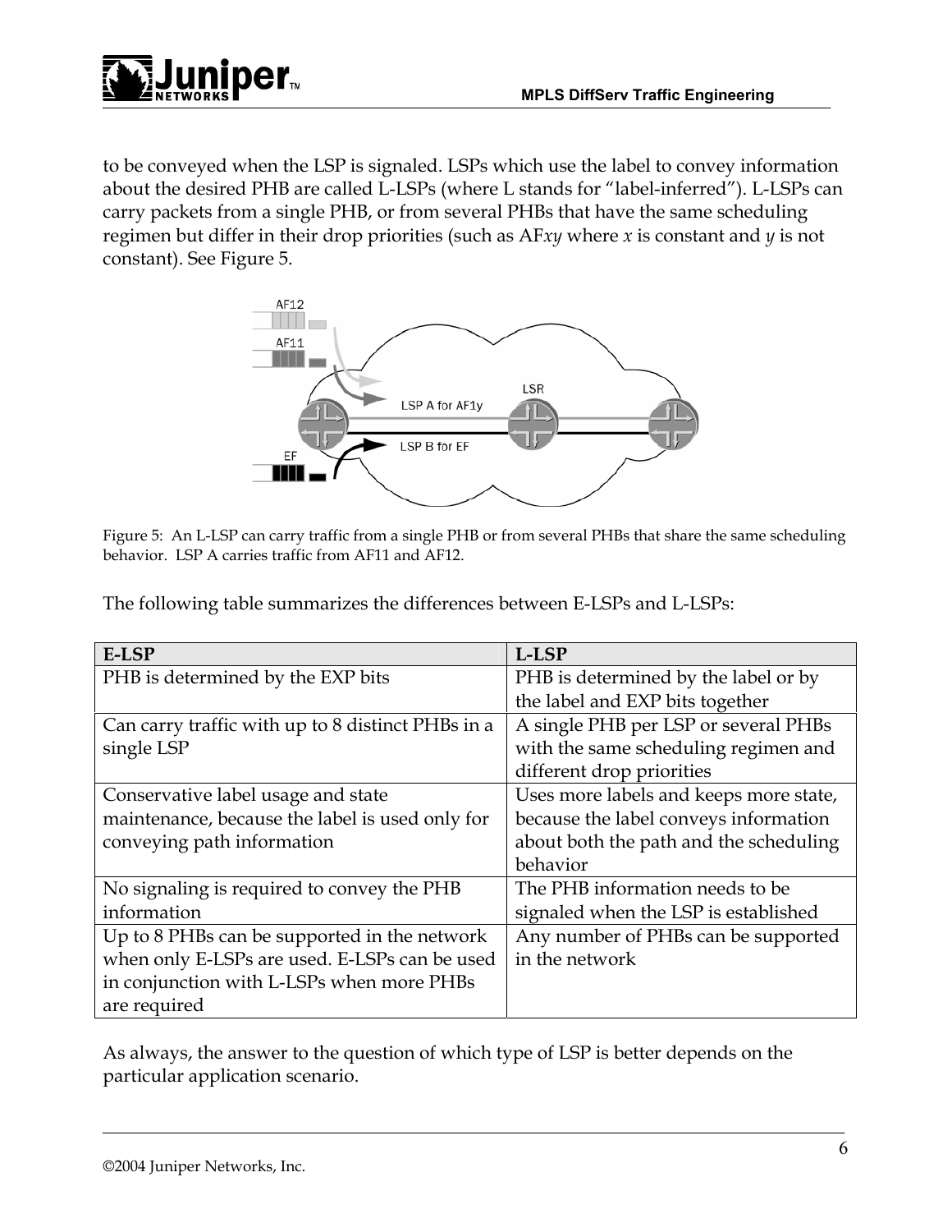to be conveyed when the LSP is signaled. LSPs which use the label to convey information about the desired PHB are called L-LSPs (where L stands for "label-inferred"). L-LSPs can carry packets from a single PHB, or from several PHBs that have the same scheduling regimen but differ in their drop priorities (such as AF*xy* where *x* is constant and *y* is not constant). See Figure 5.

Figure 5: An L-LSP can carry traffic from a single PHB or from several PHBs that share the same scheduling behavior. LSP A carries traffic from AF11 and AF12.

The following table summarizes the differences between E-LSPs and L-LSPs:

| E-LSP | L-LSP |
|---|---|
| PHB is determined by the EXP bits | PHB is determined by the label or by the label and EXP bits together |
| Can carry traffic with up to 8 distinct PHBs in a single LSP | A single PHB per LSP or several PHBs with the same scheduling regimen and different drop priorities |
| Conservative label usage and state maintenance, because the label is used only for conveying path information | Uses more labels and keeps more state, because the label conveys information about both the path and the scheduling behavior |
| No signaling is required to convey the PHB information | The PHB information needs to be signaled when the LSP is established |
| Up to 8 PHBs can be supported in the network when only E-LSPs are used. E-LSPs can be used in conjunction with L-LSPs when more PHBs are required | Any number of PHBs can be supported in the network |

As always, the answer to the question of which type of LSP is better depends on the particular application scenario.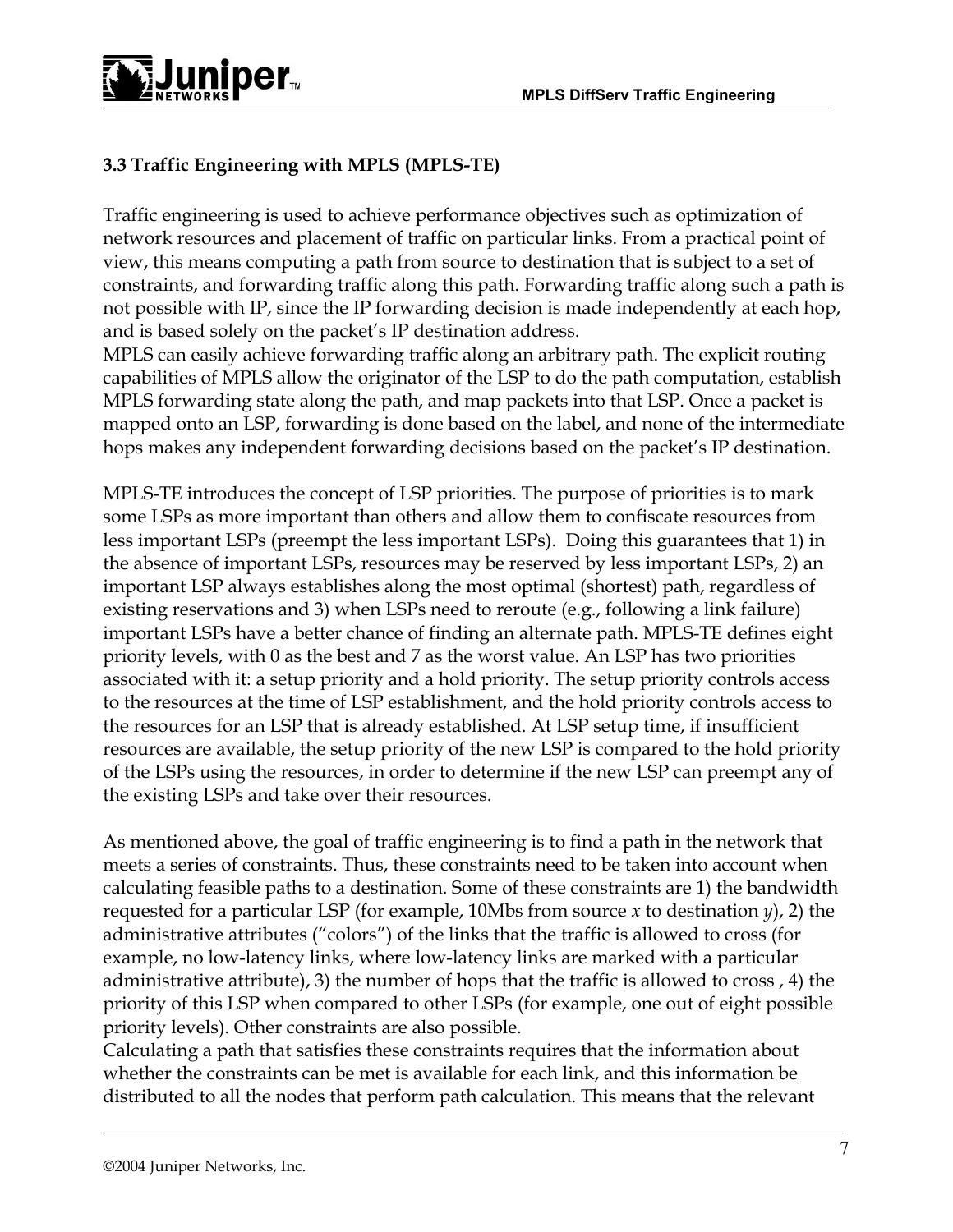### 3.3 Traffic Engineering with MPLS (MPLS-TE)

Traffic engineering is used to achieve performance objectives such as optimization of network resources and placement of traffic on particular links. From a practical point of view, this means computing a path from source to destination that is subject to a set of constraints, and forwarding traffic along this path. Forwarding traffic along such a path is not possible with IP, since the IP forwarding decision is made independently at each hop, and is based solely on the packet's IP destination address.
MPLS can easily achieve forwarding traffic along an arbitrary path. The explicit routing capabilities of MPLS allow the originator of the LSP to do the path computation, establish MPLS forwarding state along the path, and map packets into that LSP. Once a packet is mapped onto an LSP, forwarding is done based on the label, and none of the intermediate hops makes any independent forwarding decisions based on the packet's IP destination.

MPLS-TE introduces the concept of LSP priorities. The purpose of priorities is to mark some LSPs as more important than others and allow them to confiscate resources from less important LSPs (preempt the less important LSPs). Doing this guarantees that 1) in the absence of important LSPs, resources may be reserved by less important LSPs, 2) an important LSP always establishes along the most optimal (shortest) path, regardless of existing reservations and 3) when LSPs need to reroute (e.g., following a link failure) important LSPs have a better chance of finding an alternate path. MPLS-TE defines eight priority levels, with 0 as the best and 7 as the worst value. An LSP has two priorities associated with it: a setup priority and a hold priority. The setup priority controls access to the resources at the time of LSP establishment, and the hold priority controls access to the resources for an LSP that is already established. At LSP setup time, if insufficient resources are available, the setup priority of the new LSP is compared to the hold priority of the LSPs using the resources, in order to determine if the new LSP can preempt any of the existing LSPs and take over their resources.

As mentioned above, the goal of traffic engineering is to find a path in the network that meets a series of constraints. Thus, these constraints need to be taken into account when calculating feasible paths to a destination. Some of these constraints are 1) the bandwidth requested for a particular LSP (for example, 10Mbs from source $x$ to destination $y$), 2) the administrative attributes ("colors") of the links that the traffic is allowed to cross (for example, no low-latency links, where low-latency links are marked with a particular administrative attribute), 3) the number of hops that the traffic is allowed to cross , 4) the priority of this LSP when compared to other LSPs (for example, one out of eight possible priority levels). Other constraints are also possible.
Calculating a path that satisfies these constraints requires that the information about whether the constraints can be met is available for each link, and this information be distributed to all the nodes that perform path calculation. This means that the relevant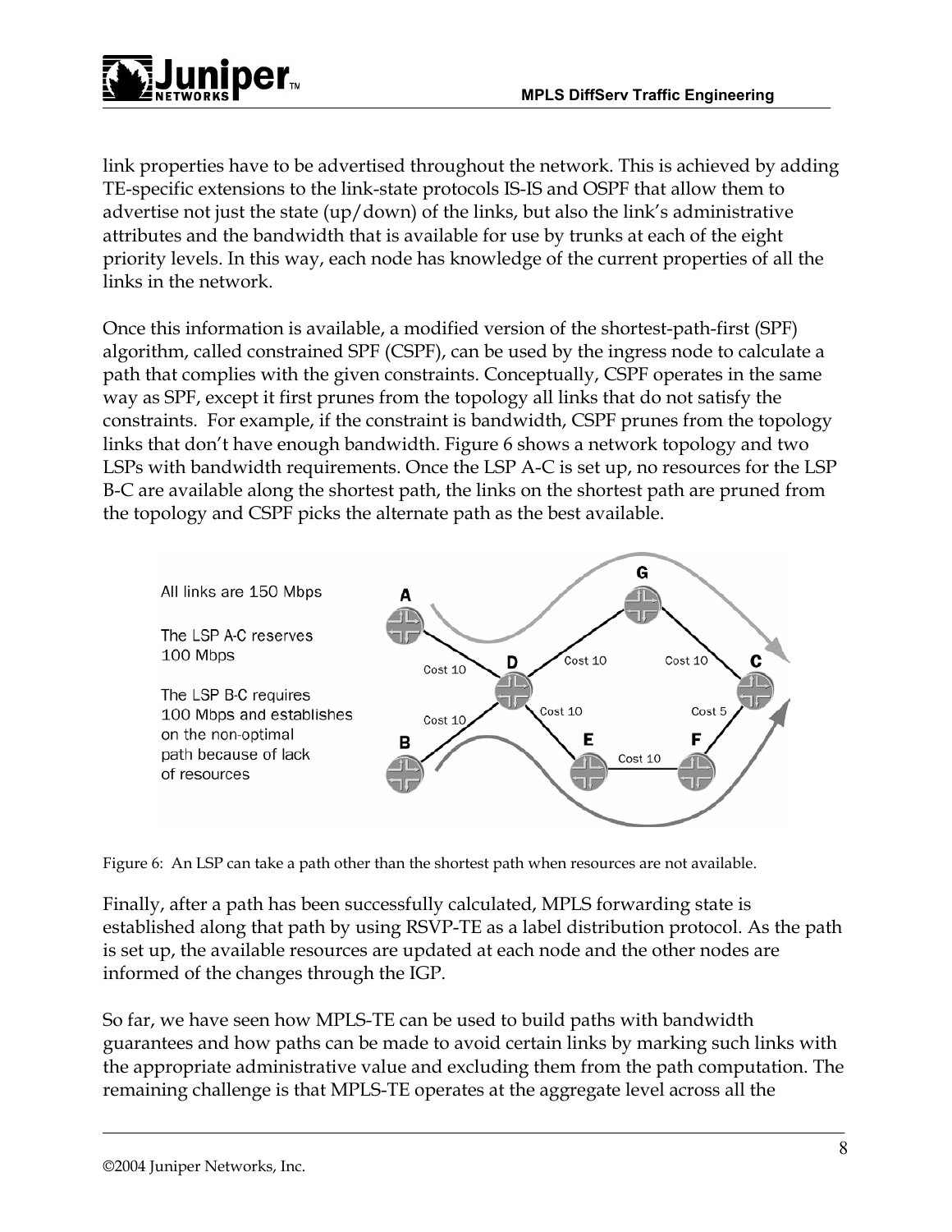link properties have to be advertised throughout the network. This is achieved by adding TE-specific extensions to the link-state protocols IS-IS and OSPF that allow them to advertise not just the state (up/down) of the links, but also the link's administrative attributes and the bandwidth that is available for use by trunks at each of the eight priority levels. In this way, each node has knowledge of the current properties of all the links in the network.

Once this information is available, a modified version of the shortest-path-first (SPF) algorithm, called constrained SPF (CSPF), can be used by the ingress node to calculate a path that complies with the given constraints. Conceptually, CSPF operates in the same way as SPF, except it first prunes from the topology all links that do not satisfy the constraints. For example, if the constraint is bandwidth, CSPF prunes from the topology links that don't have enough bandwidth. Figure 6 shows a network topology and two LSPs with bandwidth requirements. Once the LSP A-C is set up, no resources for the LSP B-C are available along the shortest path, the links on the shortest path are pruned from the topology and CSPF picks the alternate path as the best available.

All links are 150 Mbps

The LSP A-C reserves 100 Mbps

The LSP B-C requires 100 Mbps and establishes on the non-optimal path because of lack of resources

Figure 6: An LSP can take a path other than the shortest path when resources are not available.

Finally, after a path has been successfully calculated, MPLS forwarding state is established along that path by using RSVP-TE as a label distribution protocol. As the path is set up, the available resources are updated at each node and the other nodes are informed of the changes through the IGP.

So far, we have seen how MPLS-TE can be used to build paths with bandwidth guarantees and how paths can be made to avoid certain links by marking such links with the appropriate administrative value and excluding them from the path computation. The remaining challenge is that MPLS-TE operates at the aggregate level across all the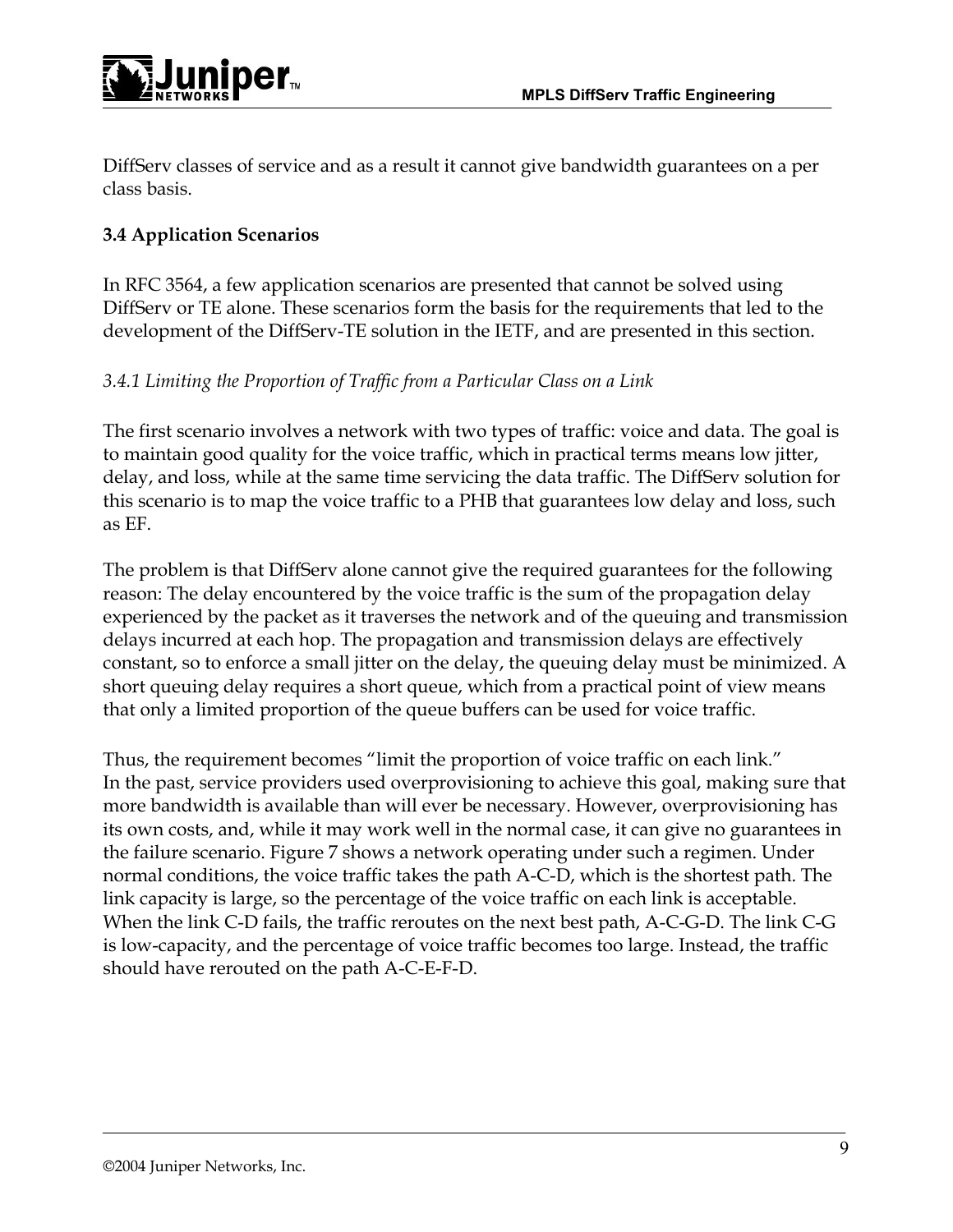DiffServ classes of service and as a result it cannot give bandwidth guarantees on a per class basis.

### 3.4 Application Scenarios

In RFC 3564, a few application scenarios are presented that cannot be solved using DiffServ or TE alone. These scenarios form the basis for the requirements that led to the development of the DiffServ-TE solution in the IETF, and are presented in this section.

#### *3.4.1 Limiting the Proportion of Traffic from a Particular Class on a Link*

The first scenario involves a network with two types of traffic: voice and data. The goal is to maintain good quality for the voice traffic, which in practical terms means low jitter, delay, and loss, while at the same time servicing the data traffic. The DiffServ solution for this scenario is to map the voice traffic to a PHB that guarantees low delay and loss, such as EF.

The problem is that DiffServ alone cannot give the required guarantees for the following reason: The delay encountered by the voice traffic is the sum of the propagation delay experienced by the packet as it traverses the network and of the queuing and transmission delays incurred at each hop. The propagation and transmission delays are effectively constant, so to enforce a small jitter on the delay, the queuing delay must be minimized. A short queuing delay requires a short queue, which from a practical point of view means that only a limited proportion of the queue buffers can be used for voice traffic.

Thus, the requirement becomes "limit the proportion of voice traffic on each link." In the past, service providers used overprovisioning to achieve this goal, making sure that more bandwidth is available than will ever be necessary. However, overprovisioning has its own costs, and, while it may work well in the normal case, it can give no guarantees in the failure scenario. Figure 7 shows a network operating under such a regimen. Under normal conditions, the voice traffic takes the path A-C-D, which is the shortest path. The link capacity is large, so the percentage of the voice traffic on each link is acceptable. When the link C-D fails, the traffic reroutes on the next best path, A-C-G-D. The link C-G is low-capacity, and the percentage of voice traffic becomes too large. Instead, the traffic should have rerouted on the path A-C-E-F-D.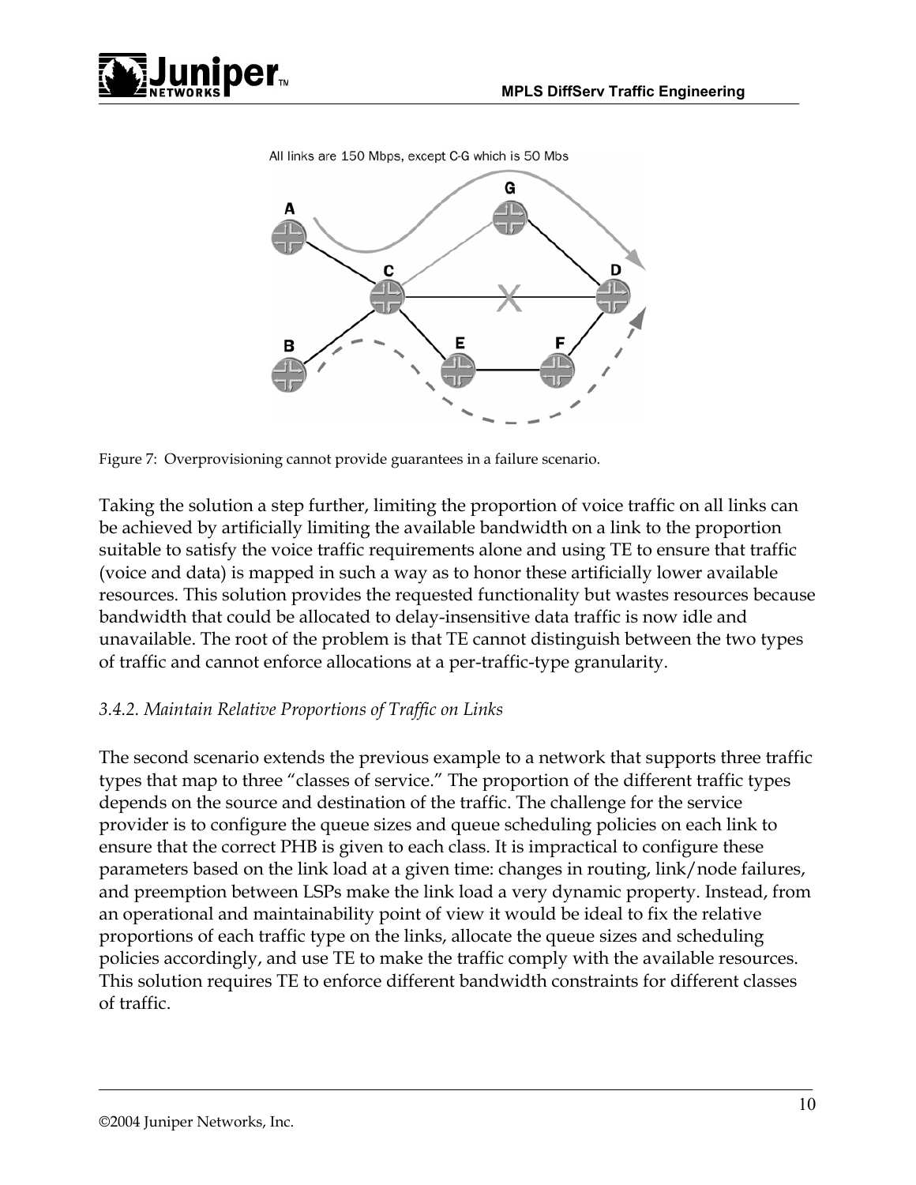All links are 150 Mbps, except C-G which is 50 Mbs

Figure 7: Overprovisioning cannot provide guarantees in a failure scenario.

Taking the solution a step further, limiting the proportion of voice traffic on all links can be achieved by artificially limiting the available bandwidth on a link to the proportion suitable to satisfy the voice traffic requirements alone and using TE to ensure that traffic (voice and data) is mapped in such a way as to honor these artificially lower available resources. This solution provides the requested functionality but wastes resources because bandwidth that could be allocated to delay-insensitive data traffic is now idle and unavailable. The root of the problem is that TE cannot distinguish between the two types of traffic and cannot enforce allocations at a per-traffic-type granularity.

### *3.4.2. Maintain Relative Proportions of Traffic on Links*

The second scenario extends the previous example to a network that supports three traffic types that map to three "classes of service." The proportion of the different traffic types depends on the source and destination of the traffic. The challenge for the service provider is to configure the queue sizes and queue scheduling policies on each link to ensure that the correct PHB is given to each class. It is impractical to configure these parameters based on the link load at a given time: changes in routing, link/node failures, and preemption between LSPs make the link load a very dynamic property. Instead, from an operational and maintainability point of view it would be ideal to fix the relative proportions of each traffic type on the links, allocate the queue sizes and scheduling policies accordingly, and use TE to make the traffic comply with the available resources. This solution requires TE to enforce different bandwidth constraints for different classes of traffic.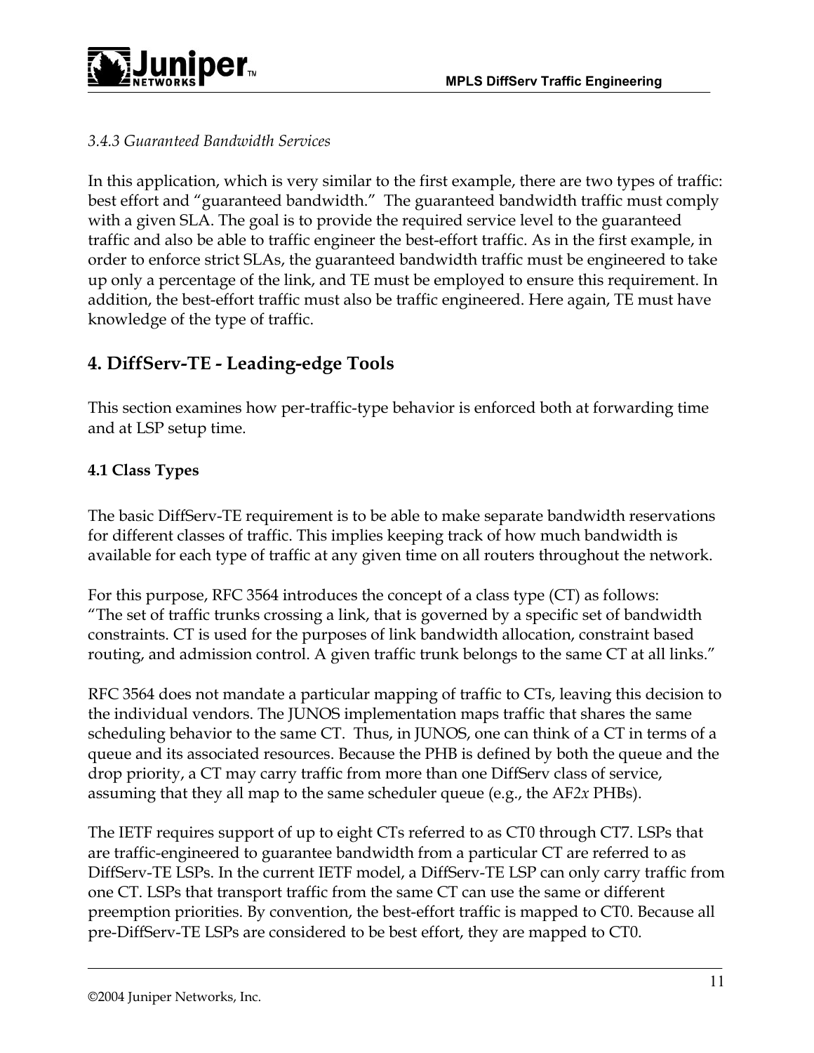*3.4.3 Guaranteed Bandwidth Services*

In this application, which is very similar to the first example, there are two types of traffic: best effort and "guaranteed bandwidth." The guaranteed bandwidth traffic must comply with a given SLA. The goal is to provide the required service level to the guaranteed traffic and also be able to traffic engineer the best-effort traffic. As in the first example, in order to enforce strict SLAs, the guaranteed bandwidth traffic must be engineered to take up only a percentage of the link, and TE must be employed to ensure this requirement. In addition, the best-effort traffic must also be traffic engineered. Here again, TE must have knowledge of the type of traffic.

## 4. DiffServ-TE - Leading-edge Tools

This section examines how per-traffic-type behavior is enforced both at forwarding time and at LSP setup time.

### 4.1 Class Types

The basic DiffServ-TE requirement is to be able to make separate bandwidth reservations for different classes of traffic. This implies keeping track of how much bandwidth is available for each type of traffic at any given time on all routers throughout the network.

For this purpose, RFC 3564 introduces the concept of a class type (CT) as follows: "The set of traffic trunks crossing a link, that is governed by a specific set of bandwidth constraints. CT is used for the purposes of link bandwidth allocation, constraint based routing, and admission control. A given traffic trunk belongs to the same CT at all links."

RFC 3564 does not mandate a particular mapping of traffic to CTs, leaving this decision to the individual vendors. The JUNOS implementation maps traffic that shares the same scheduling behavior to the same CT. Thus, in JUNOS, one can think of a CT in terms of a queue and its associated resources. Because the PHB is defined by both the queue and the drop priority, a CT may carry traffic from more than one DiffServ class of service, assuming that they all map to the same scheduler queue (e.g., the AF2*x* PHBs).

The IETF requires support of up to eight CTs referred to as CT0 through CT7. LSPs that are traffic-engineered to guarantee bandwidth from a particular CT are referred to as DiffServ-TE LSPs. In the current IETF model, a DiffServ-TE LSP can only carry traffic from one CT. LSPs that transport traffic from the same CT can use the same or different preemption priorities. By convention, the best-effort traffic is mapped to CT0. Because all pre-DiffServ-TE LSPs are considered to be best effort, they are mapped to CT0.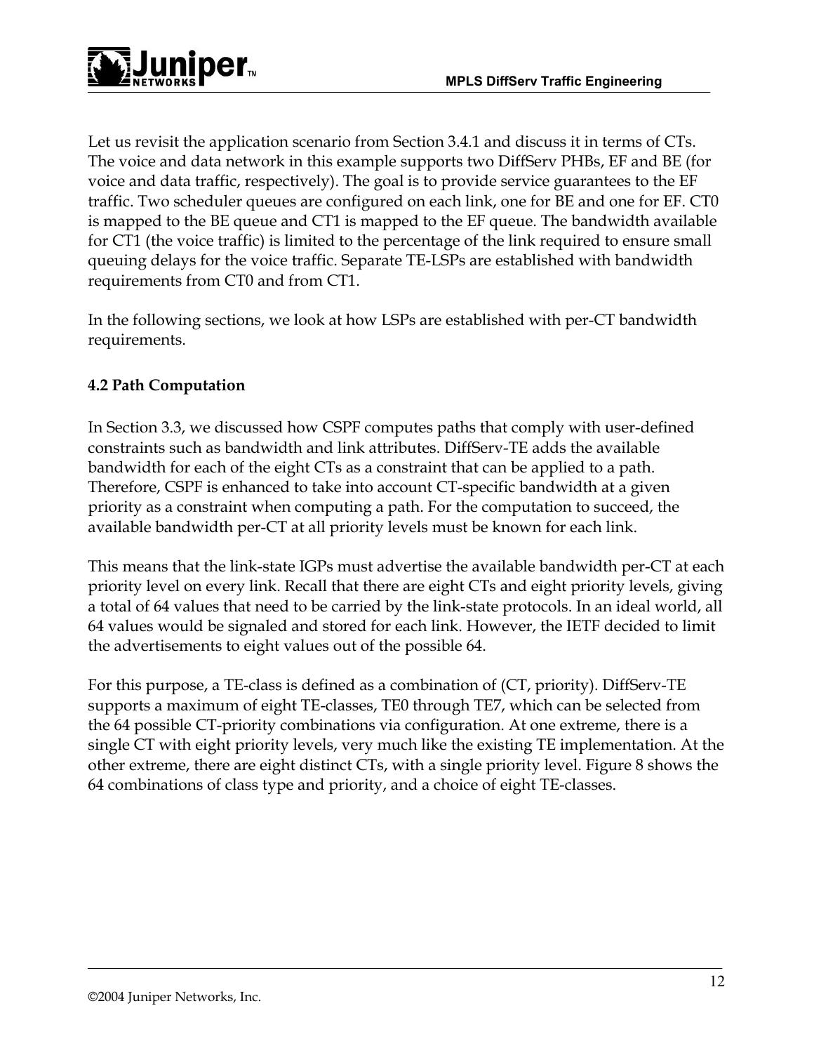Let us revisit the application scenario from Section 3.4.1 and discuss it in terms of CTs. The voice and data network in this example supports two DiffServ PHBs, EF and BE (for voice and data traffic, respectively). The goal is to provide service guarantees to the EF traffic. Two scheduler queues are configured on each link, one for BE and one for EF. CT0 is mapped to the BE queue and CT1 is mapped to the EF queue. The bandwidth available for CT1 (the voice traffic) is limited to the percentage of the link required to ensure small queuing delays for the voice traffic. Separate TE-LSPs are established with bandwidth requirements from CT0 and from CT1.

In the following sections, we look at how LSPs are established with per-CT bandwidth requirements.

### 4.2 Path Computation

In Section 3.3, we discussed how CSPF computes paths that comply with user-defined constraints such as bandwidth and link attributes. DiffServ-TE adds the available bandwidth for each of the eight CTs as a constraint that can be applied to a path. Therefore, CSPF is enhanced to take into account CT-specific bandwidth at a given priority as a constraint when computing a path. For the computation to succeed, the available bandwidth per-CT at all priority levels must be known for each link.

This means that the link-state IGPs must advertise the available bandwidth per-CT at each priority level on every link. Recall that there are eight CTs and eight priority levels, giving a total of 64 values that need to be carried by the link-state protocols. In an ideal world, all 64 values would be signaled and stored for each link. However, the IETF decided to limit the advertisements to eight values out of the possible 64.

For this purpose, a TE-class is defined as a combination of (CT, priority). DiffServ-TE supports a maximum of eight TE-classes, TE0 through TE7, which can be selected from the 64 possible CT-priority combinations via configuration. At one extreme, there is a single CT with eight priority levels, very much like the existing TE implementation. At the other extreme, there are eight distinct CTs, with a single priority level. Figure 8 shows the 64 combinations of class type and priority, and a choice of eight TE-classes.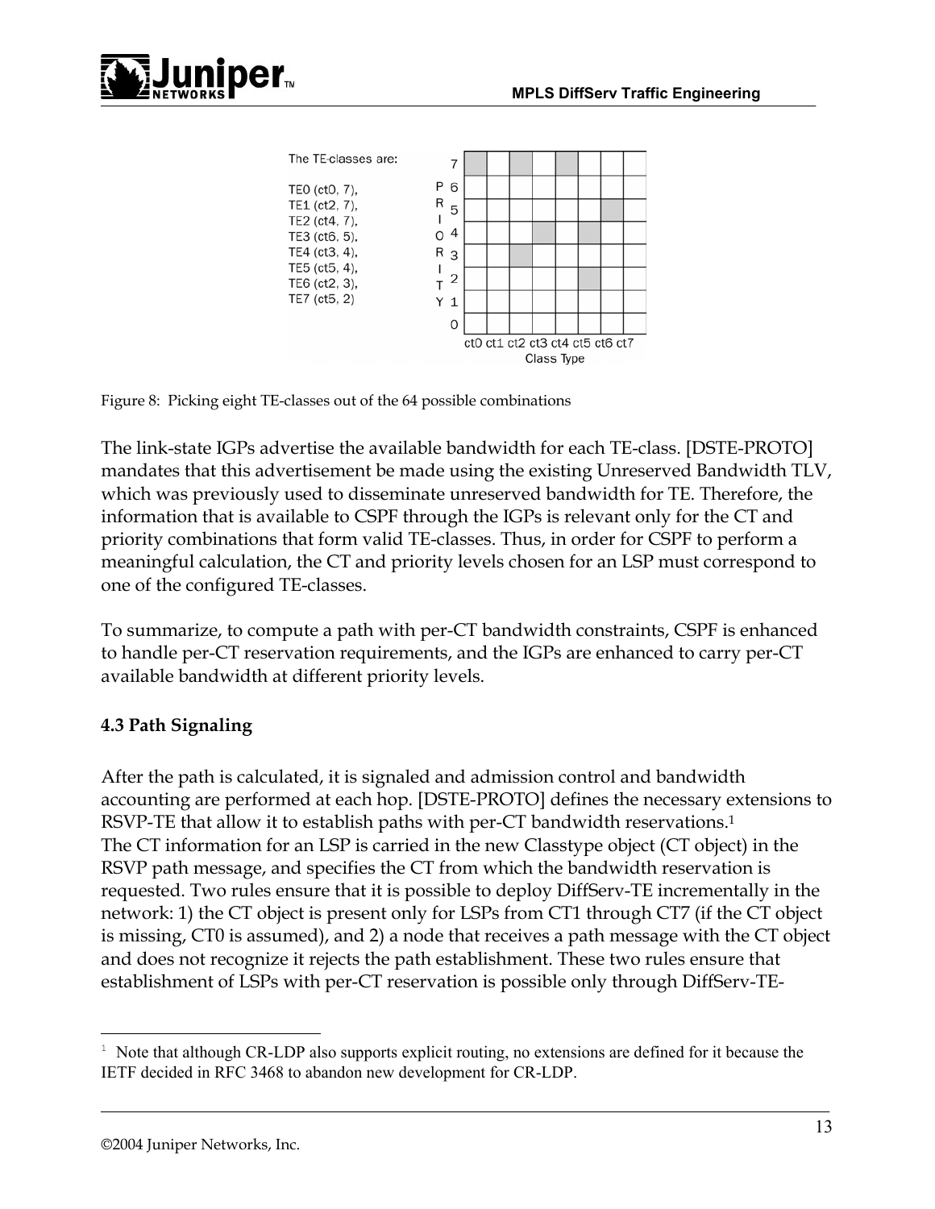The TE-classes are:

TE0 (ct0, 7),
TE1 (ct2, 7),
TE2 (ct4, 7),
TE3 (ct6, 5),
TE4 (ct3, 4),
TE5 (ct5, 4),
TE6 (ct2, 3),
TE7 (ct5, 2)

Figure 8: Picking eight TE-classes out of the 64 possible combinations

The link-state IGPs advertise the available bandwidth for each TE-class. [DSTE-PROTO] mandates that this advertisement be made using the existing Unreserved Bandwidth TLV, which was previously used to disseminate unreserved bandwidth for TE. Therefore, the information that is available to CSPF through the IGPs is relevant only for the CT and priority combinations that form valid TE-classes. Thus, in order for CSPF to perform a meaningful calculation, the CT and priority levels chosen for an LSP must correspond to one of the configured TE-classes.

To summarize, to compute a path with per-CT bandwidth constraints, CSPF is enhanced to handle per-CT reservation requirements, and the IGPs are enhanced to carry per-CT available bandwidth at different priority levels.

### 4.3 Path Signaling

After the path is calculated, it is signaled and admission control and bandwidth accounting are performed at each hop. [DSTE-PROTO] defines the necessary extensions to RSVP-TE that allow it to establish paths with per-CT bandwidth reservations.[1]
The CT information for an LSP is carried in the new Classtype object (CT object) in the RSVP path message, and specifies the CT from which the bandwidth reservation is requested. Two rules ensure that it is possible to deploy DiffServ-TE incrementally in the network: 1) the CT object is present only for LSPs from CT1 through CT7 (if the CT object is missing, CT0 is assumed), and 2) a node that receives a path message with the CT object and does not recognize it rejects the path establishment. These two rules ensure that establishment of LSPs with per-CT reservation is possible only through DiffServ-TE-

[1] Note that although CR-LDP also supports explicit routing, no extensions are defined for it because the IETF decided in RFC 3468 to abandon new development for CR-LDP.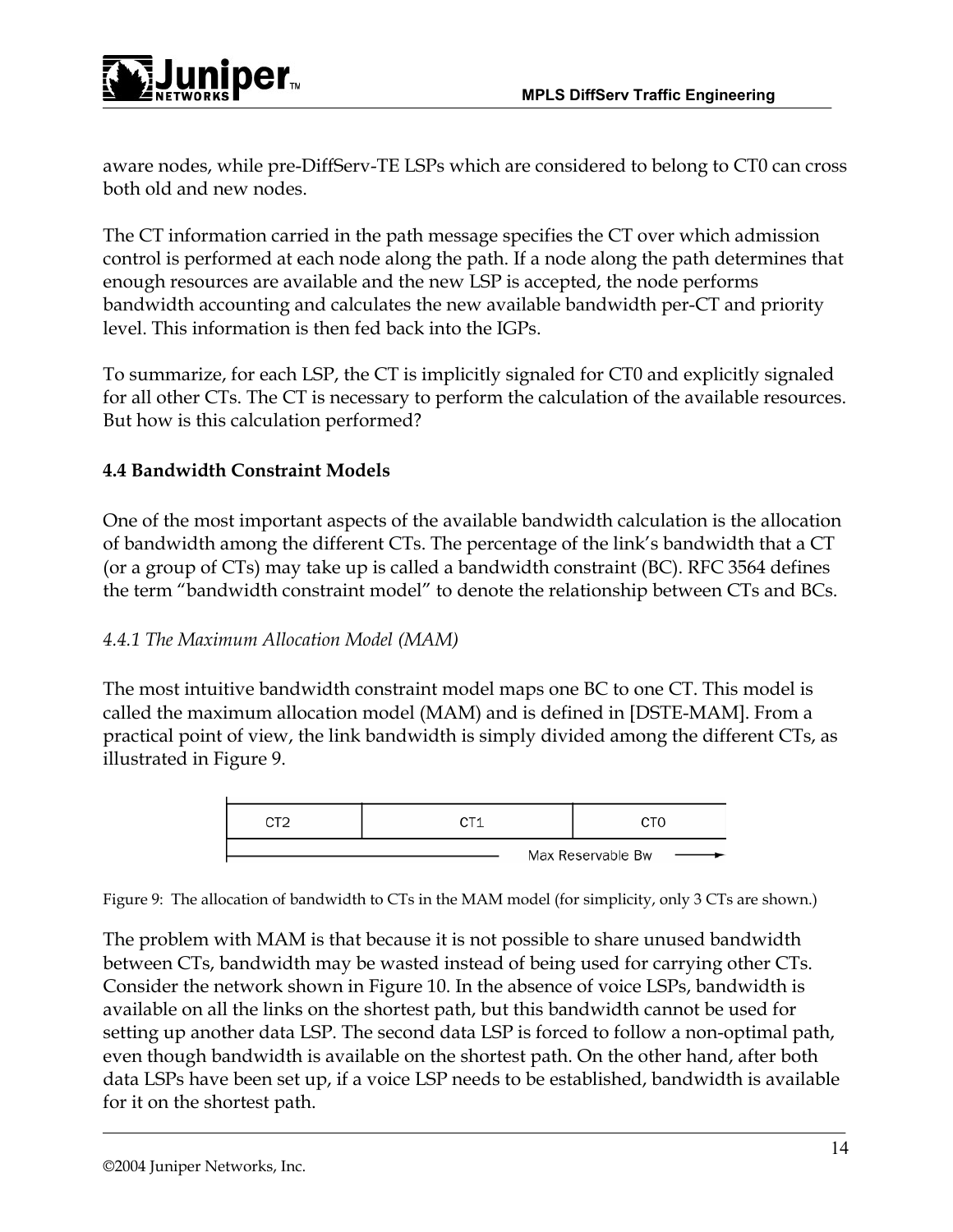aware nodes, while pre-DiffServ-TE LSPs which are considered to belong to CT0 can cross both old and new nodes.

The CT information carried in the path message specifies the CT over which admission control is performed at each node along the path. If a node along the path determines that enough resources are available and the new LSP is accepted, the node performs bandwidth accounting and calculates the new available bandwidth per-CT and priority level. This information is then fed back into the IGPs.

To summarize, for each LSP, the CT is implicitly signaled for CT0 and explicitly signaled for all other CTs. The CT is necessary to perform the calculation of the available resources. But how is this calculation performed?

## 4.4 Bandwidth Constraint Models

One of the most important aspects of the available bandwidth calculation is the allocation of bandwidth among the different CTs. The percentage of the link's bandwidth that a CT (or a group of CTs) may take up is called a bandwidth constraint (BC). RFC 3564 defines the term "bandwidth constraint model" to denote the relationship between CTs and BCs.

### *4.4.1 The Maximum Allocation Model (MAM)*

The most intuitive bandwidth constraint model maps one BC to one CT. This model is called the maximum allocation model (MAM) and is defined in [DSTE-MAM]. From a practical point of view, the link bandwidth is simply divided among the different CTs, as illustrated in Figure 9.

| CT2 | CT1 | CT0 |
|---|---|---|
| Max Reservable Bw | | |

Figure 9: The allocation of bandwidth to CTs in the MAM model (for simplicity, only 3 CTs are shown.)

The problem with MAM is that because it is not possible to share unused bandwidth between CTs, bandwidth may be wasted instead of being used for carrying other CTs. Consider the network shown in Figure 10. In the absence of voice LSPs, bandwidth is available on all the links on the shortest path, but this bandwidth cannot be used for setting up another data LSP. The second data LSP is forced to follow a non-optimal path, even though bandwidth is available on the shortest path. On the other hand, after both data LSPs have been set up, if a voice LSP needs to be established, bandwidth is available for it on the shortest path.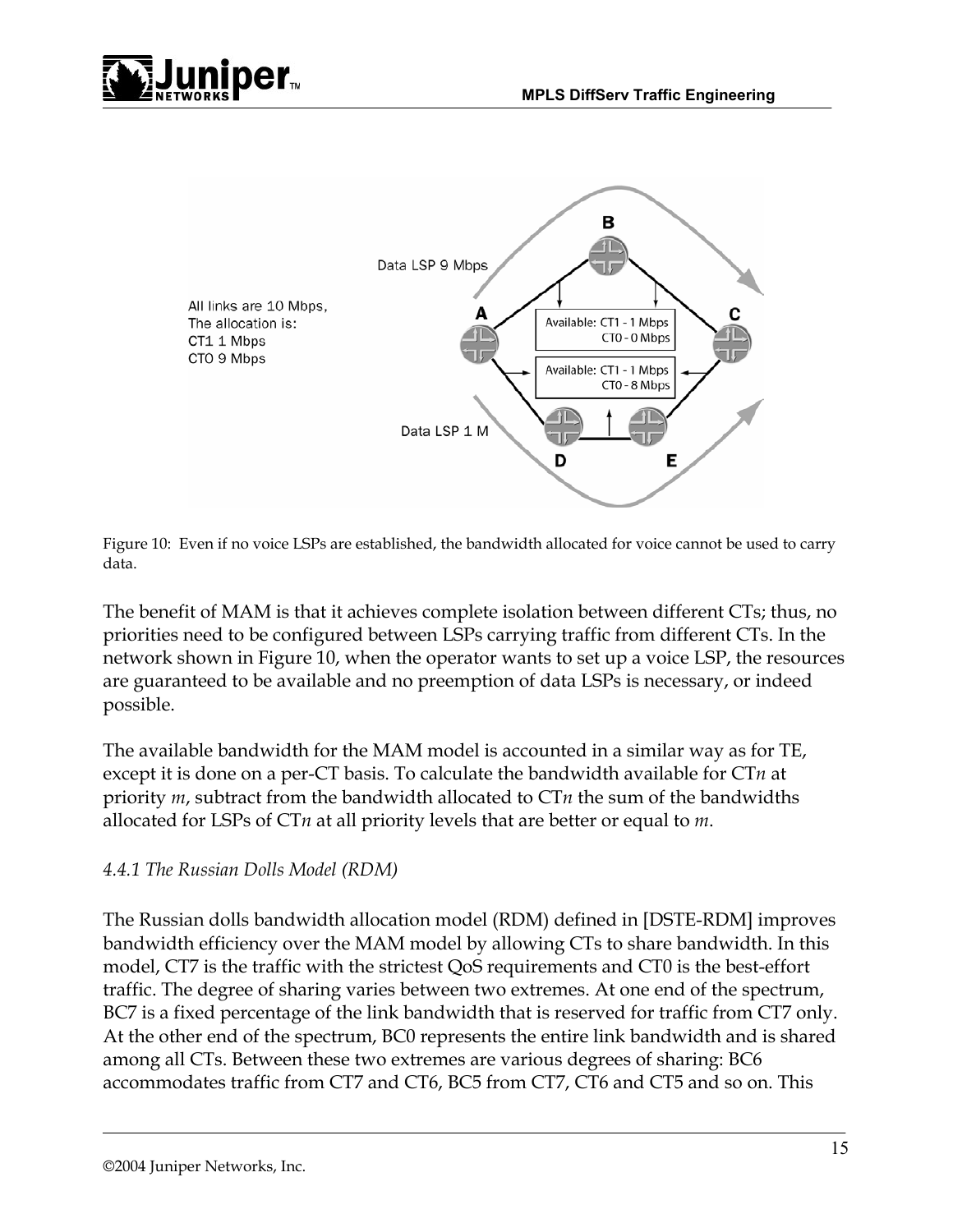All links are 10 Mbps,
The allocation is:
CT1 1 Mbps
CT0 9 Mbps

Data LSP 9 Mbps

Available: CT1 - 1 Mbps
CT0 - 0 Mbps

Available: CT1 - 1 Mbps
CT0 - 8 Mbps

Data LSP 1 M

Figure 10: Even if no voice LSPs are established, the bandwidth allocated for voice cannot be used to carry data.

The benefit of MAM is that it achieves complete isolation between different CTs; thus, no priorities need to be configured between LSPs carrying traffic from different CTs. In the network shown in Figure 10, when the operator wants to set up a voice LSP, the resources are guaranteed to be available and no preemption of data LSPs is necessary, or indeed possible.

The available bandwidth for the MAM model is accounted in a similar way as for TE, except it is done on a per-CT basis. To calculate the bandwidth available for CT*n* at priority *m*, subtract from the bandwidth allocated to CT*n* the sum of the bandwidths allocated for LSPs of CT*n* at all priority levels that are better or equal to *m*.

### *4.4.1 The Russian Dolls Model (RDM)*

The Russian dolls bandwidth allocation model (RDM) defined in [DSTE-RDM] improves bandwidth efficiency over the MAM model by allowing CTs to share bandwidth. In this model, CT7 is the traffic with the strictest QoS requirements and CT0 is the best-effort traffic. The degree of sharing varies between two extremes. At one end of the spectrum, BC7 is a fixed percentage of the link bandwidth that is reserved for traffic from CT7 only. At the other end of the spectrum, BC0 represents the entire link bandwidth and is shared among all CTs. Between these two extremes are various degrees of sharing: BC6 accommodates traffic from CT7 and CT6, BC5 from CT7, CT6 and CT5 and so on. This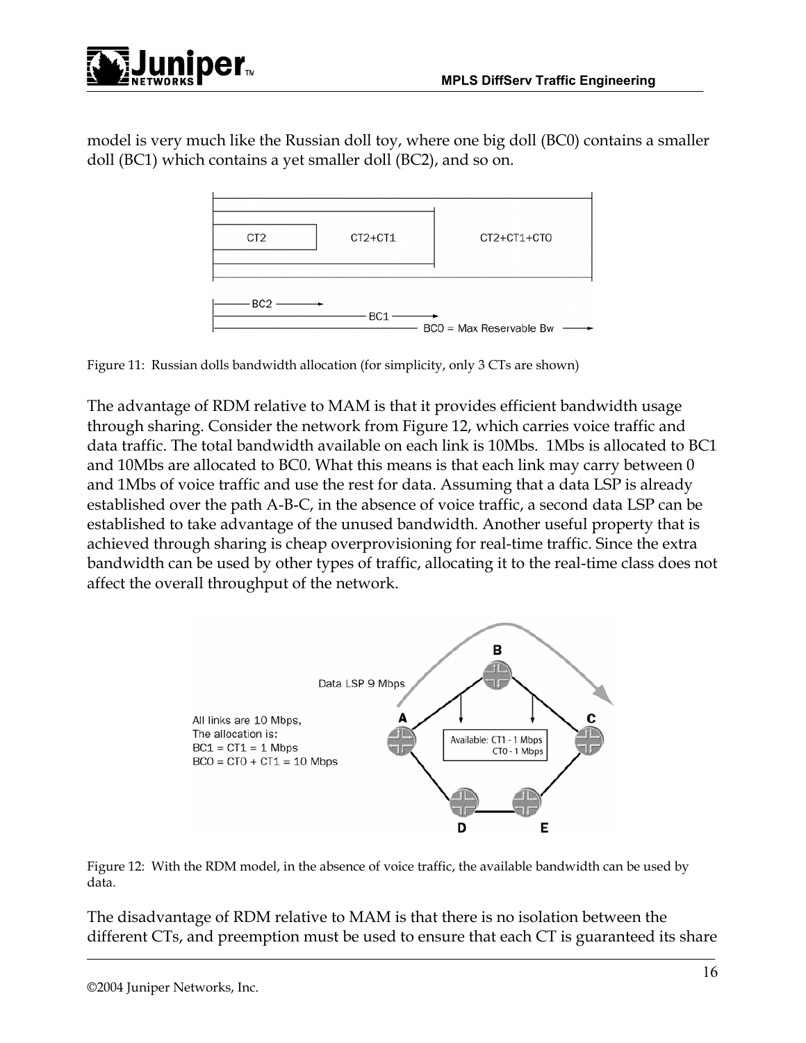model is very much like the Russian doll toy, where one big doll (BC0) contains a smaller doll (BC1) which contains a yet smaller doll (BC2), and so on.

Figure 11: Russian dolls bandwidth allocation (for simplicity, only 3 CTs are shown)

The advantage of RDM relative to MAM is that it provides efficient bandwidth usage through sharing. Consider the network from Figure 12, which carries voice traffic and data traffic. The total bandwidth available on each link is 10Mbs. 1Mbs is allocated to BC1 and 10Mbs are allocated to BC0. What this means is that each link may carry between 0 and 1Mbs of voice traffic and use the rest for data. Assuming that a data LSP is already established over the path A-B-C, in the absence of voice traffic, a second data LSP can be established to take advantage of the unused bandwidth. Another useful property that is achieved through sharing is cheap overprovisioning for real-time traffic. Since the extra bandwidth can be used by other types of traffic, allocating it to the real-time class does not affect the overall throughput of the network.

Figure 12: With the RDM model, in the absence of voice traffic, the available bandwidth can be used by data.

The disadvantage of RDM relative to MAM is that there is no isolation between the different CTs, and preemption must be used to ensure that each CT is guaranteed its share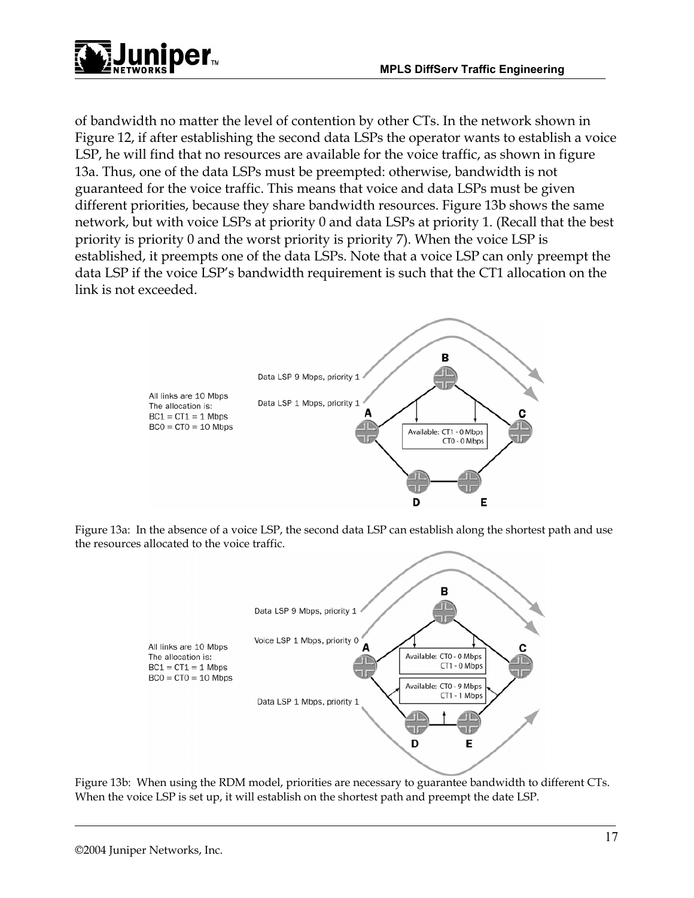of bandwidth no matter the level of contention by other CTs. In the network shown in Figure 12, if after establishing the second data LSPs the operator wants to establish a voice LSP, he will find that no resources are available for the voice traffic, as shown in figure 13a. Thus, one of the data LSPs must be preempted: otherwise, bandwidth is not guaranteed for the voice traffic. This means that voice and data LSPs must be given different priorities, because they share bandwidth resources. Figure 13b shows the same network, but with voice LSPs at priority 0 and data LSPs at priority 1. (Recall that the best priority is priority 0 and the worst priority is priority 7). When the voice LSP is established, it preempts one of the data LSPs. Note that a voice LSP can only preempt the data LSP if the voice LSP's bandwidth requirement is such that the CT1 allocation on the link is not exceeded.

Figure 13a: In the absence of a voice LSP, the second data LSP can establish along the shortest path and use the resources allocated to the voice traffic.

Figure 13b: When using the RDM model, priorities are necessary to guarantee bandwidth to different CTs. When the voice LSP is set up, it will establish on the shortest path and preempt the date LSP.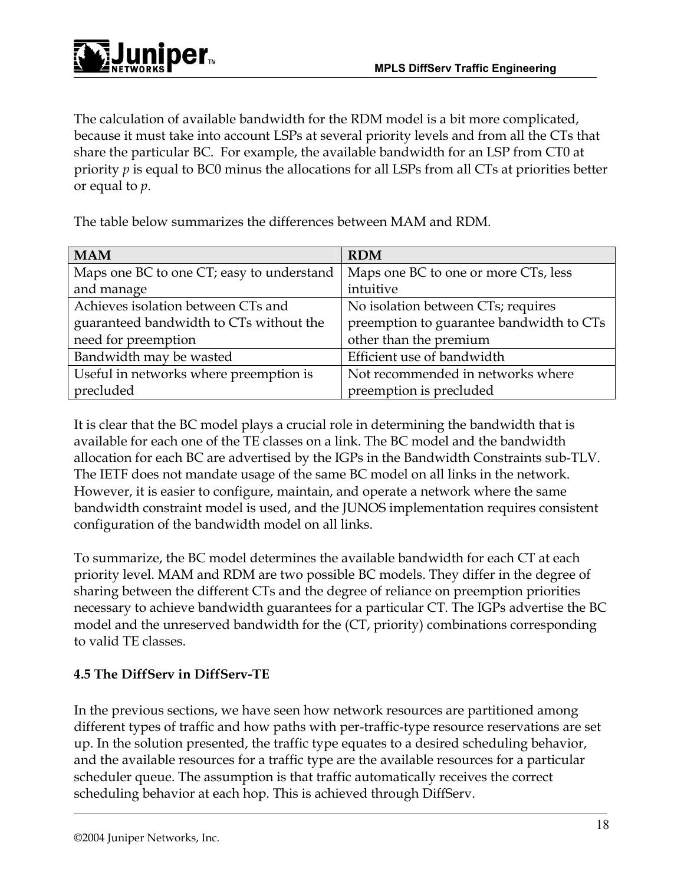The calculation of available bandwidth for the RDM model is a bit more complicated, because it must take into account LSPs at several priority levels and from all the CTs that share the particular BC. For example, the available bandwidth for an LSP from CT0 at priority *p* is equal to BC0 minus the allocations for all LSPs from all CTs at priorities better or equal to *p*.

The table below summarizes the differences between MAM and RDM.

| MAM | RDM |
|---|---|
| Maps one BC to one CT; easy to understand and manage | Maps one BC to one or more CTs, less intuitive |
| Achieves isolation between CTs and guaranteed bandwidth to CTs without the need for preemption | No isolation between CTs; requires preemption to guarantee bandwidth to CTs other than the premium |
| Bandwidth may be wasted | Efficient use of bandwidth |
| Useful in networks where preemption is precluded | Not recommended in networks where preemption is precluded |

It is clear that the BC model plays a crucial role in determining the bandwidth that is available for each one of the TE classes on a link. The BC model and the bandwidth allocation for each BC are advertised by the IGPs in the Bandwidth Constraints sub-TLV. The IETF does not mandate usage of the same BC model on all links in the network. However, it is easier to configure, maintain, and operate a network where the same bandwidth constraint model is used, and the JUNOS implementation requires consistent configuration of the bandwidth model on all links.

To summarize, the BC model determines the available bandwidth for each CT at each priority level. MAM and RDM are two possible BC models. They differ in the degree of sharing between the different CTs and the degree of reliance on preemption priorities necessary to achieve bandwidth guarantees for a particular CT. The IGPs advertise the BC model and the unreserved bandwidth for the (CT, priority) combinations corresponding to valid TE classes.

### 4.5 The DiffServ in DiffServ-TE

In the previous sections, we have seen how network resources are partitioned among different types of traffic and how paths with per-traffic-type resource reservations are set up. In the solution presented, the traffic type equates to a desired scheduling behavior, and the available resources for a traffic type are the available resources for a particular scheduler queue. The assumption is that traffic automatically receives the correct scheduling behavior at each hop. This is achieved through DiffServ.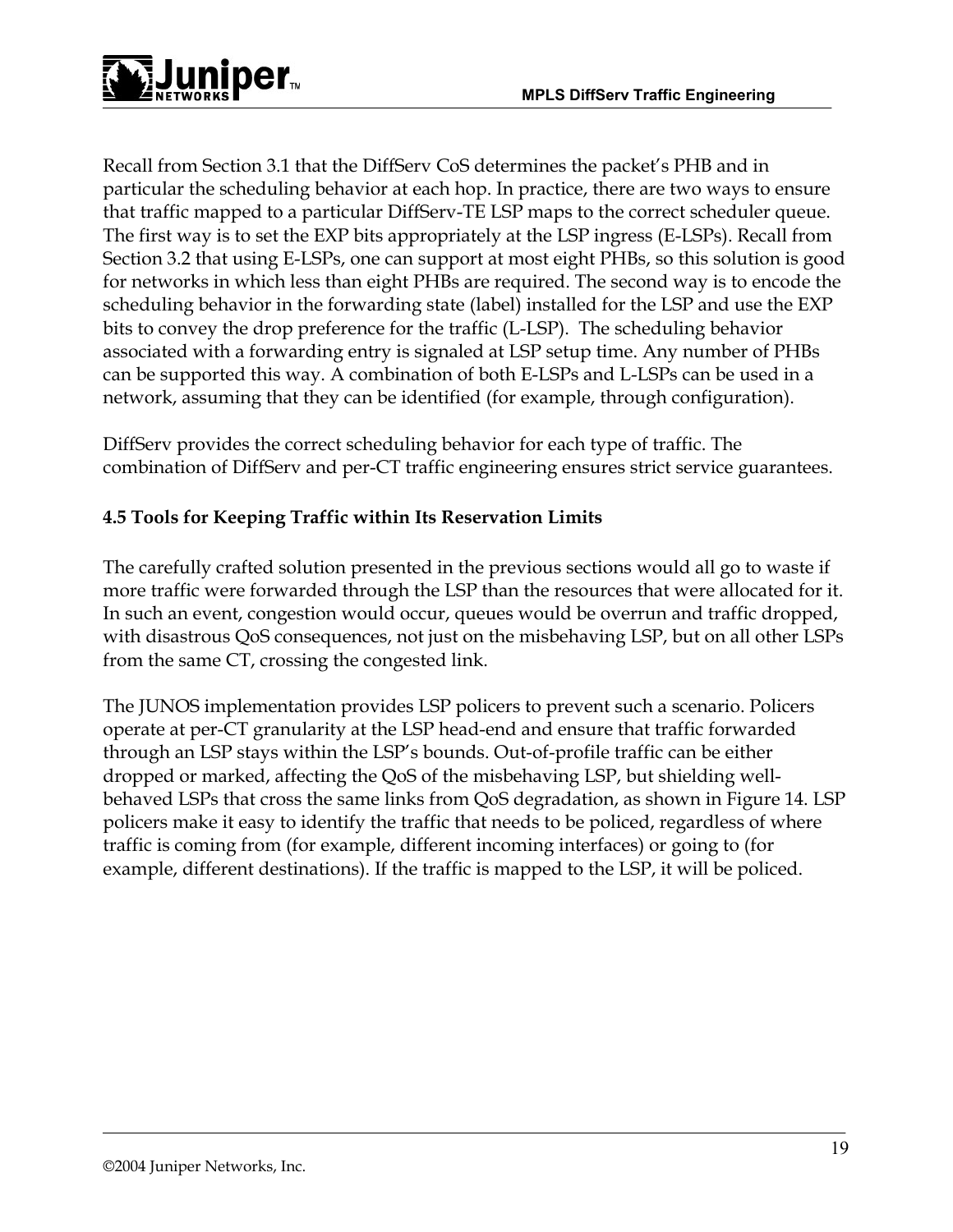Recall from Section 3.1 that the DiffServ CoS determines the packet's PHB and in particular the scheduling behavior at each hop. In practice, there are two ways to ensure that traffic mapped to a particular DiffServ-TE LSP maps to the correct scheduler queue. The first way is to set the EXP bits appropriately at the LSP ingress (E-LSPs). Recall from Section 3.2 that using E-LSPs, one can support at most eight PHBs, so this solution is good for networks in which less than eight PHBs are required. The second way is to encode the scheduling behavior in the forwarding state (label) installed for the LSP and use the EXP bits to convey the drop preference for the traffic (L-LSP). The scheduling behavior associated with a forwarding entry is signaled at LSP setup time. Any number of PHBs can be supported this way. A combination of both E-LSPs and L-LSPs can be used in a network, assuming that they can be identified (for example, through configuration).

DiffServ provides the correct scheduling behavior for each type of traffic. The combination of DiffServ and per-CT traffic engineering ensures strict service guarantees.

### 4.5 Tools for Keeping Traffic within Its Reservation Limits

The carefully crafted solution presented in the previous sections would all go to waste if more traffic were forwarded through the LSP than the resources that were allocated for it. In such an event, congestion would occur, queues would be overrun and traffic dropped, with disastrous QoS consequences, not just on the misbehaving LSP, but on all other LSPs from the same CT, crossing the congested link.

The JUNOS implementation provides LSP policers to prevent such a scenario. Policers operate at per-CT granularity at the LSP head-end and ensure that traffic forwarded through an LSP stays within the LSP's bounds. Out-of-profile traffic can be either dropped or marked, affecting the QoS of the misbehaving LSP, but shielding well-behaved LSPs that cross the same links from QoS degradation, as shown in Figure 14. LSP policers make it easy to identify the traffic that needs to be policed, regardless of where traffic is coming from (for example, different incoming interfaces) or going to (for example, different destinations). If the traffic is mapped to the LSP, it will be policed.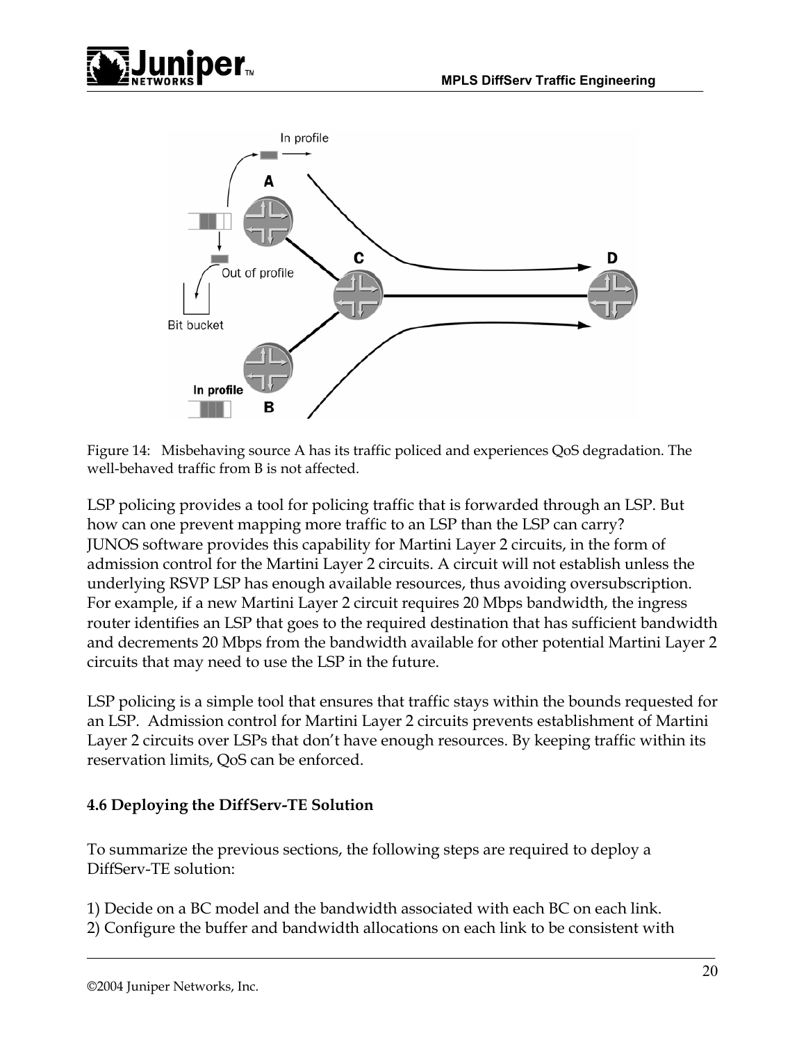Figure 14: Misbehaving source A has its traffic policed and experiences QoS degradation. The well-behaved traffic from B is not affected.

LSP policing provides a tool for policing traffic that is forwarded through an LSP. But how can one prevent mapping more traffic to an LSP than the LSP can carry? JUNOS software provides this capability for Martini Layer 2 circuits, in the form of admission control for the Martini Layer 2 circuits. A circuit will not establish unless the underlying RSVP LSP has enough available resources, thus avoiding oversubscription. For example, if a new Martini Layer 2 circuit requires 20 Mbps bandwidth, the ingress router identifies an LSP that goes to the required destination that has sufficient bandwidth and decrements 20 Mbps from the bandwidth available for other potential Martini Layer 2 circuits that may need to use the LSP in the future.

LSP policing is a simple tool that ensures that traffic stays within the bounds requested for an LSP. Admission control for Martini Layer 2 circuits prevents establishment of Martini Layer 2 circuits over LSPs that don't have enough resources. By keeping traffic within its reservation limits, QoS can be enforced.

### 4.6 Deploying the DiffServ-TE Solution

To summarize the previous sections, the following steps are required to deploy a DiffServ-TE solution:

1) Decide on a BC model and the bandwidth associated with each BC on each link.
2) Configure the buffer and bandwidth allocations on each link to be consistent with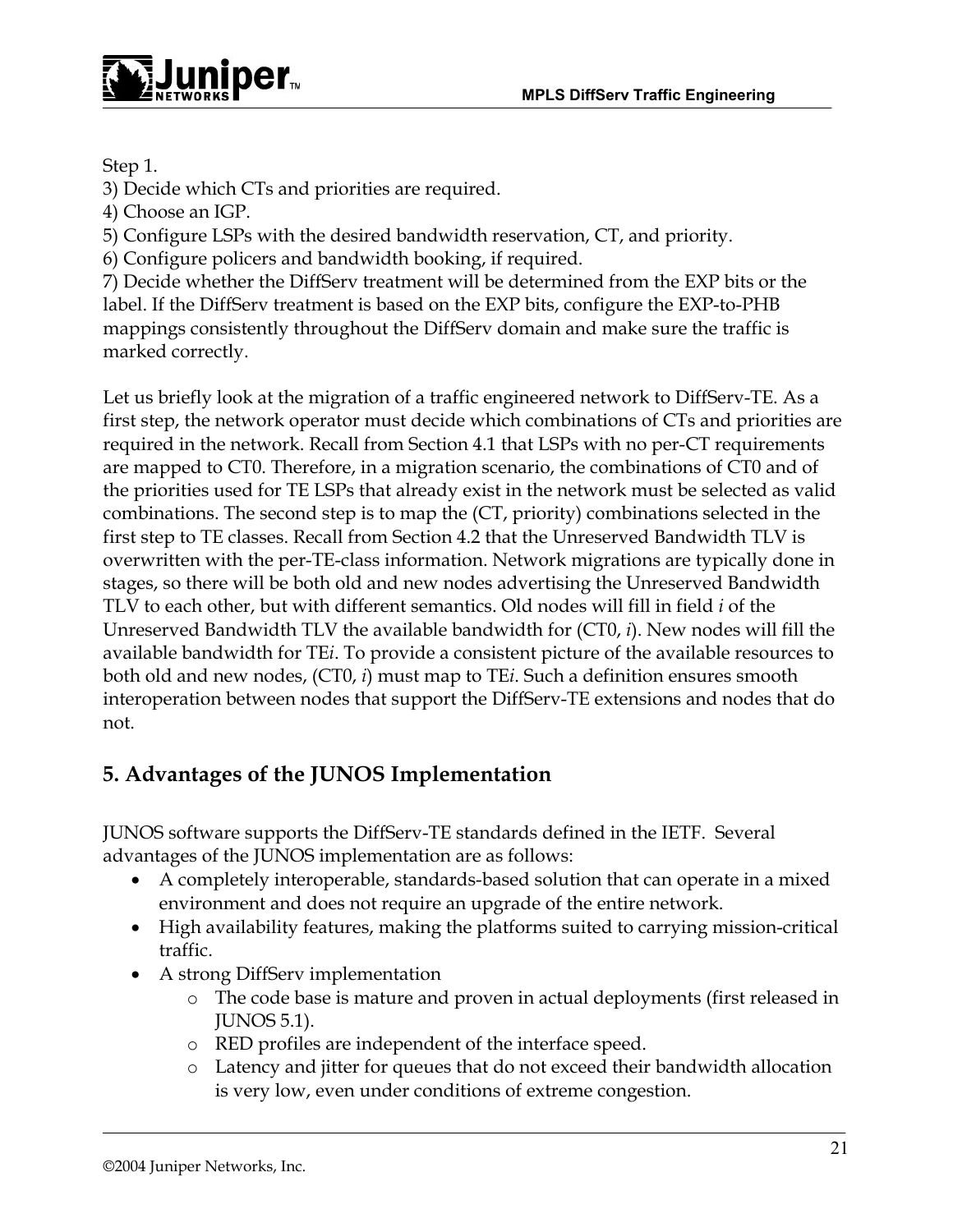Step 1.

3) Decide which CTs and priorities are required.
4) Choose an IGP.
5) Configure LSPs with the desired bandwidth reservation, CT, and priority.
6) Configure policers and bandwidth booking, if required.
7) Decide whether the DiffServ treatment will be determined from the EXP bits or the label. If the DiffServ treatment is based on the EXP bits, configure the EXP-to-PHB mappings consistently throughout the DiffServ domain and make sure the traffic is marked correctly.

Let us briefly look at the migration of a traffic engineered network to DiffServ-TE. As a first step, the network operator must decide which combinations of CTs and priorities are required in the network. Recall from Section 4.1 that LSPs with no per-CT requirements are mapped to CT0. Therefore, in a migration scenario, the combinations of CT0 and of the priorities used for TE LSPs that already exist in the network must be selected as valid combinations. The second step is to map the (CT, priority) combinations selected in the first step to TE classes. Recall from Section 4.2 that the Unreserved Bandwidth TLV is overwritten with the per-TE-class information. Network migrations are typically done in stages, so there will be both old and new nodes advertising the Unreserved Bandwidth TLV to each other, but with different semantics. Old nodes will fill in field *i* of the Unreserved Bandwidth TLV the available bandwidth for (CT0, *i*). New nodes will fill the available bandwidth for TE*i*. To provide a consistent picture of the available resources to both old and new nodes, (CT0, *i*) must map to TE*i*. Such a definition ensures smooth interoperation between nodes that support the DiffServ-TE extensions and nodes that do not.

## 5. Advantages of the JUNOS Implementation

JUNOS software supports the DiffServ-TE standards defined in the IETF. Several advantages of the JUNOS implementation are as follows:

- A completely interoperable, standards-based solution that can operate in a mixed environment and does not require an upgrade of the entire network.
- High availability features, making the platforms suited to carrying mission-critical traffic.
- A strong DiffServ implementation
  - The code base is mature and proven in actual deployments (first released in JUNOS 5.1).
  - RED profiles are independent of the interface speed.
  - Latency and jitter for queues that do not exceed their bandwidth allocation is very low, even under conditions of extreme congestion.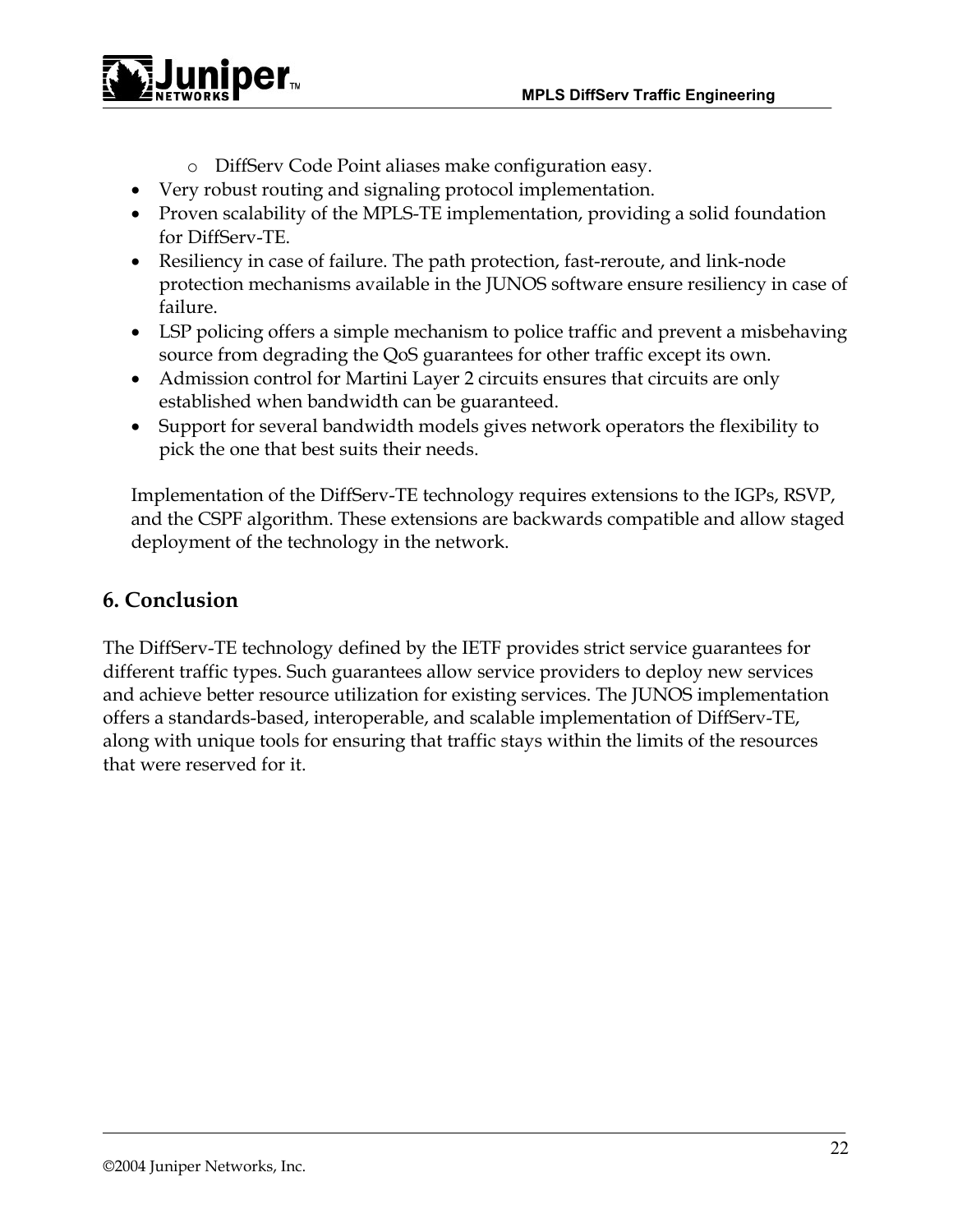- DiffServ Code Point aliases make configuration easy.
- Very robust routing and signaling protocol implementation.
- Proven scalability of the MPLS-TE implementation, providing a solid foundation for DiffServ-TE.
- Resiliency in case of failure. The path protection, fast-reroute, and link-node protection mechanisms available in the JUNOS software ensure resiliency in case of failure.
- LSP policing offers a simple mechanism to police traffic and prevent a misbehaving source from degrading the QoS guarantees for other traffic except its own.
- Admission control for Martini Layer 2 circuits ensures that circuits are only established when bandwidth can be guaranteed.
- Support for several bandwidth models gives network operators the flexibility to pick the one that best suits their needs.

Implementation of the DiffServ-TE technology requires extensions to the IGPs, RSVP, and the CSPF algorithm. These extensions are backwards compatible and allow staged deployment of the technology in the network.

## 6. Conclusion

The DiffServ-TE technology defined by the IETF provides strict service guarantees for different traffic types. Such guarantees allow service providers to deploy new services and achieve better resource utilization for existing services. The JUNOS implementation offers a standards-based, interoperable, and scalable implementation of DiffServ-TE, along with unique tools for ensuring that traffic stays within the limits of the resources that were reserved for it.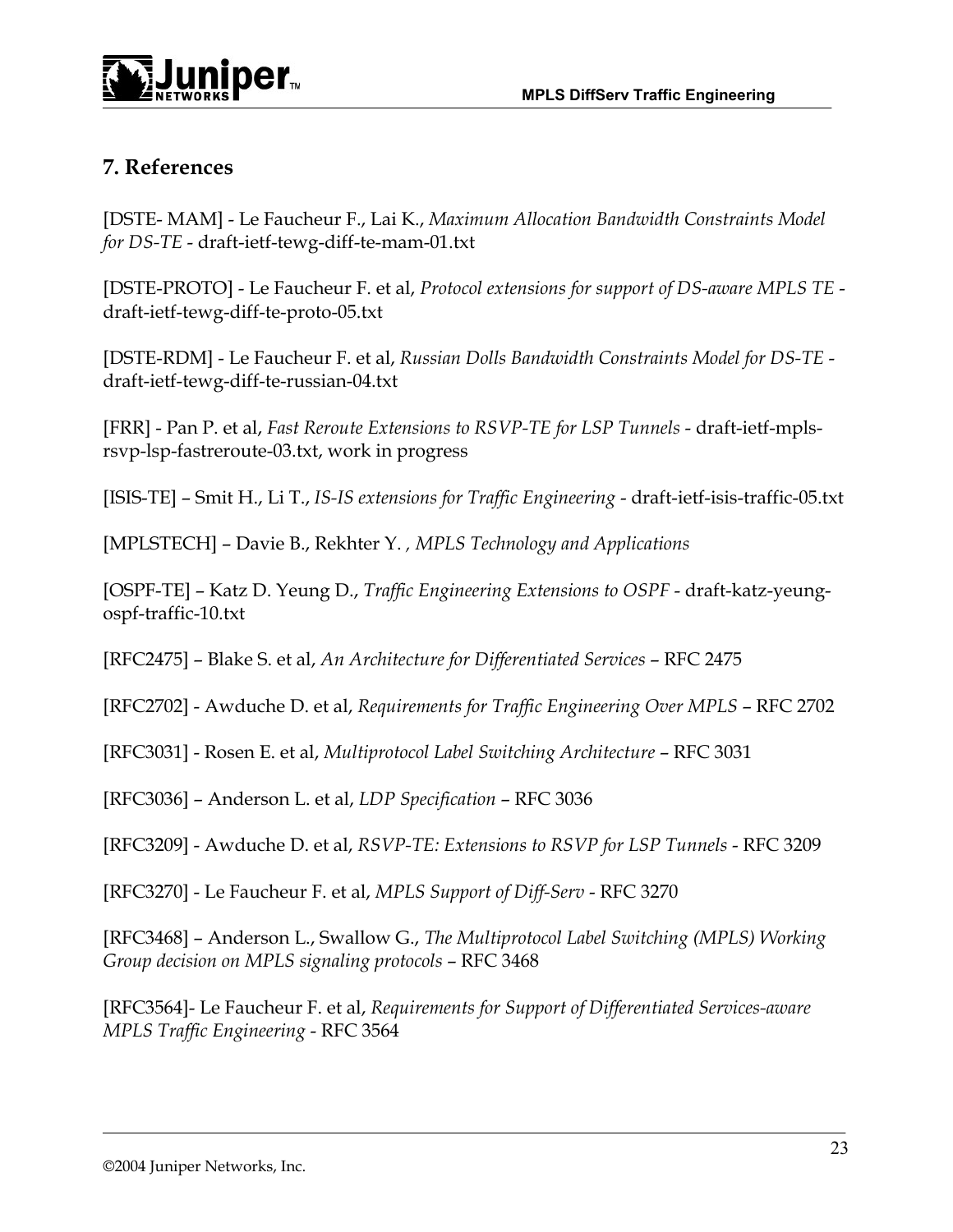## 7. References

[DSTE- MAM] - Le Faucheur F., Lai K., *Maximum Allocation Bandwidth Constraints Model for DS-TE* - draft-ietf-tewg-diff-te-mam-01.txt

[DSTE-PROTO] - Le Faucheur F. et al, *Protocol extensions for support of DS-aware MPLS TE* - draft-ietf-tewg-diff-te-proto-05.txt

[DSTE-RDM] - Le Faucheur F. et al, *Russian Dolls Bandwidth Constraints Model for DS-TE* - draft-ietf-tewg-diff-te-russian-04.txt

[FRR] - Pan P. et al, *Fast Reroute Extensions to RSVP-TE for LSP Tunnels* - draft-ietf-mpls-rsvp-lsp-fastreroute-03.txt, work in progress

[ISIS-TE] – Smit H., Li T., *IS-IS extensions for Traffic Engineering* - draft-ietf-isis-traffic-05.txt

[MPLSTECH] – Davie B., Rekhter Y. *, MPLS Technology and Applications*

[OSPF-TE] – Katz D. Yeung D., *Traffic Engineering Extensions to OSPF* - draft-katz-yeung-ospf-traffic-10.txt

[RFC2475] – Blake S. et al, *An Architecture for Differentiated Services* – RFC 2475

[RFC2702] - Awduche D. et al, *Requirements for Traffic Engineering Over MPLS* – RFC 2702

[RFC3031] - Rosen E. et al, *Multiprotocol Label Switching Architecture* – RFC 3031

[RFC3036] – Anderson L. et al, *LDP Specification* – RFC 3036

[RFC3209] - Awduche D. et al, *RSVP-TE: Extensions to RSVP for LSP Tunnels* - RFC 3209

[RFC3270] - Le Faucheur F. et al, *MPLS Support of Diff-Serv* - RFC 3270

[RFC3468] – Anderson L., Swallow G., *The Multiprotocol Label Switching (MPLS) Working Group decision on MPLS signaling protocols* – RFC 3468

[RFC3564]- Le Faucheur F. et al, *Requirements for Support of Differentiated Services-aware MPLS Traffic Engineering* - RFC 3564

©2004 Juniper Networks, Inc.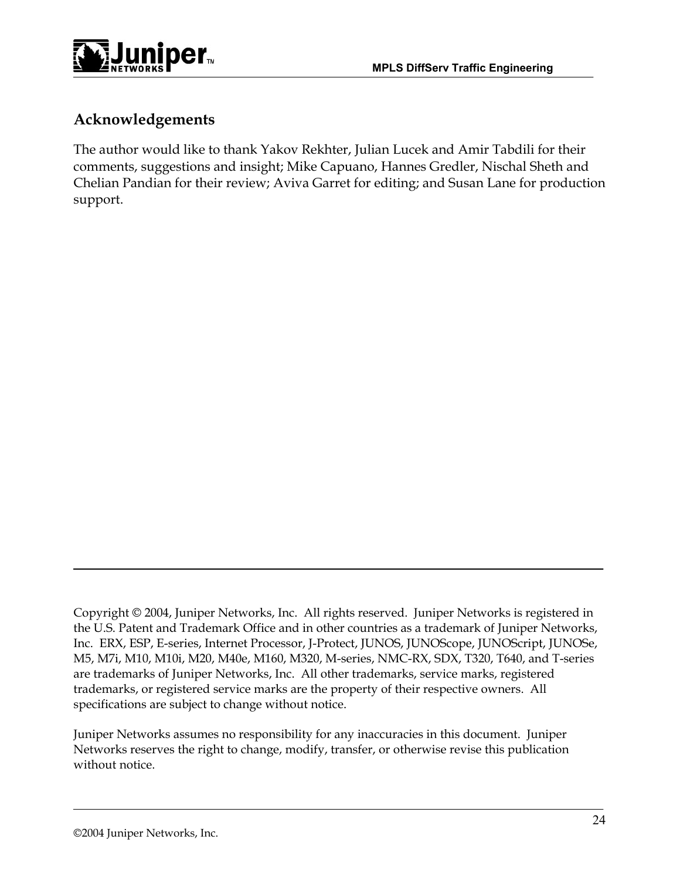## Acknowledgements

The author would like to thank Yakov Rekhter, Julian Lucek and Amir Tabdili for their comments, suggestions and insight; Mike Capuano, Hannes Gredler, Nischal Sheth and Chelian Pandian for their review; Aviva Garret for editing; and Susan Lane for production support.

---

Copyright © 2004, Juniper Networks, Inc. All rights reserved. Juniper Networks is registered in the U.S. Patent and Trademark Office and in other countries as a trademark of Juniper Networks, Inc. ERX, ESP, E-series, Internet Processor, J-Protect, JUNOS, JUNOScope, JUNOScript, JUNOSe, M5, M7i, M10, M10i, M20, M40e, M160, M320, M-series, NMC-RX, SDX, T320, T640, and T-series are trademarks of Juniper Networks, Inc. All other trademarks, service marks, registered trademarks, or registered service marks are the property of their respective owners. All specifications are subject to change without notice.

Juniper Networks assumes no responsibility for any inaccuracies in this document. Juniper Networks reserves the right to change, modify, transfer, or otherwise revise this publication without notice.